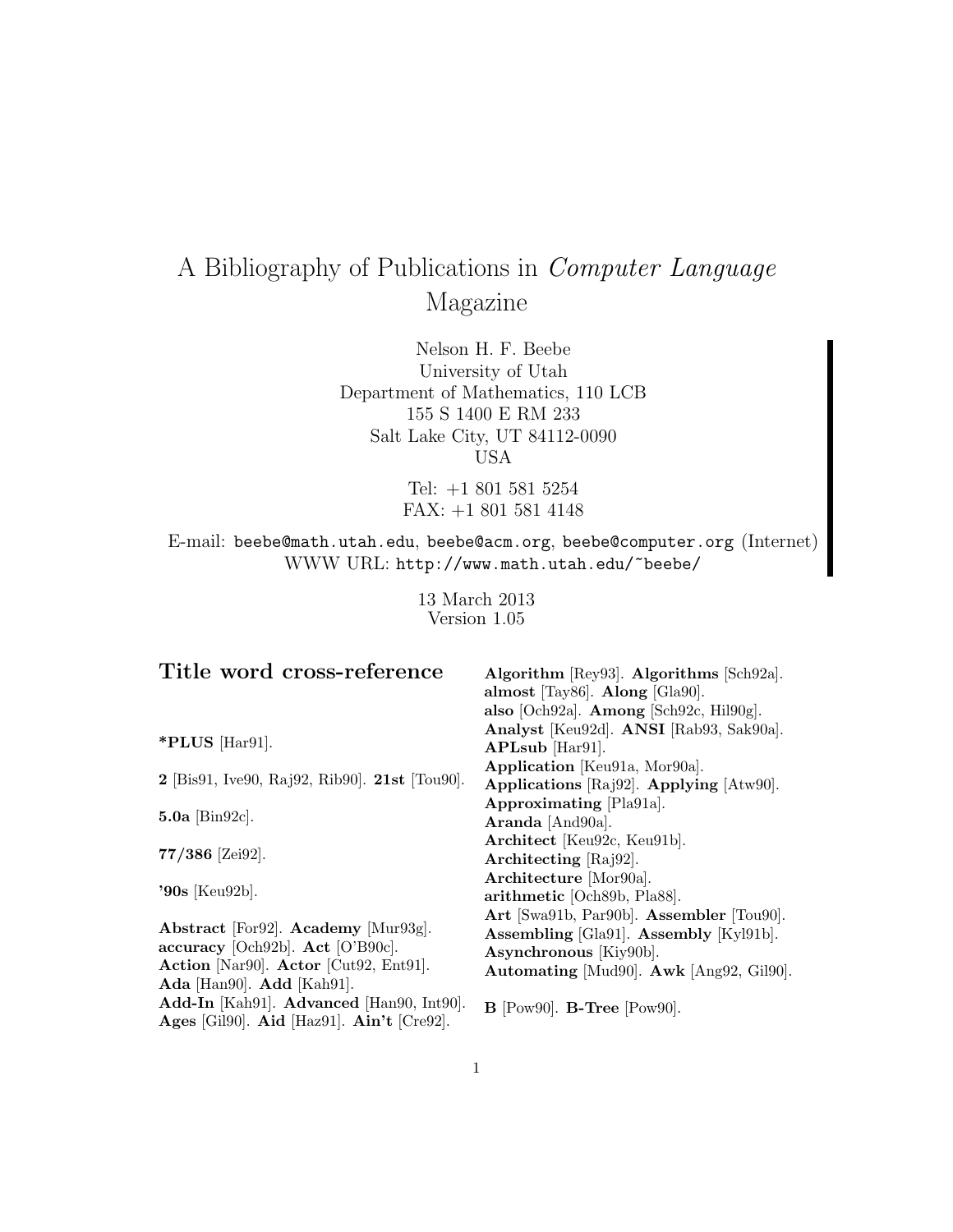# A Bibliography of Publications in *Computer Language* Magazine

Nelson H. F. Beebe
University of Utah
Department of Mathematics, 110 LCB
155 S 1400 E RM 233
Salt Lake City, UT 84112-0090
USA

Tel: +1 801 581 5254
FAX: +1 801 581 4148

E-mail: `beebe@math.utah.edu`, `beebe@acm.org`, `beebe@computer.org` (Internet)
WWW URL: `http://www.math.utah.edu/~beebe/`

13 March 2013
Version 1.05

## Title word cross-reference

**\*PLUS** [Har91].

**2** [Bis91, Ive90, Raj92, Rib90]. **21st** [Tou90].

**5.0a** [Bin92c].

**77/386** [Zei92].

**'90s** [Keu92b].

**Abstract** [For92]. **Academy** [Mur93g]. **accuracy** [Och92b]. **Act** [O'B90c]. **Action** [Nar90]. **Actor** [Cut92, Ent91]. **Ada** [Han90]. **Add** [Kah91]. **Add-In** [Kah91]. **Advanced** [Han90, Int90]. **Ages** [Gil90]. **Aid** [Haz91]. **Ain't** [Cre92]. **Algorithm** [Rey93]. **Algorithms** [Sch92a]. **almost** [Tay86]. **Along** [Gla90]. **also** [Och92a]. **Among** [Sch92c, Hil90g]. **Analyst** [Keu92d]. **ANSI** [Rab93, Sak90a]. **APLsub** [Har91]. **Application** [Keu91a, Mor90a]. **Applications** [Raj92]. **Applying** [Atw90]. **Approximating** [Pla91a]. **Aranda** [And90a]. **Architect** [Keu92c, Keu91b]. **Architecting** [Raj92]. **Architecture** [Mor90a]. **arithmetic** [Och89b, Pla88]. **Art** [Swa91b, Par90b]. **Assembler** [Tou90]. **Assembling** [Gla91]. **Assembly** [Kyl91b]. **Asynchronous** [Kiy90b]. **Automating** [Mud90]. **Awk** [Ang92, Gil90].

**B** [Pow90]. **B-Tree** [Pow90].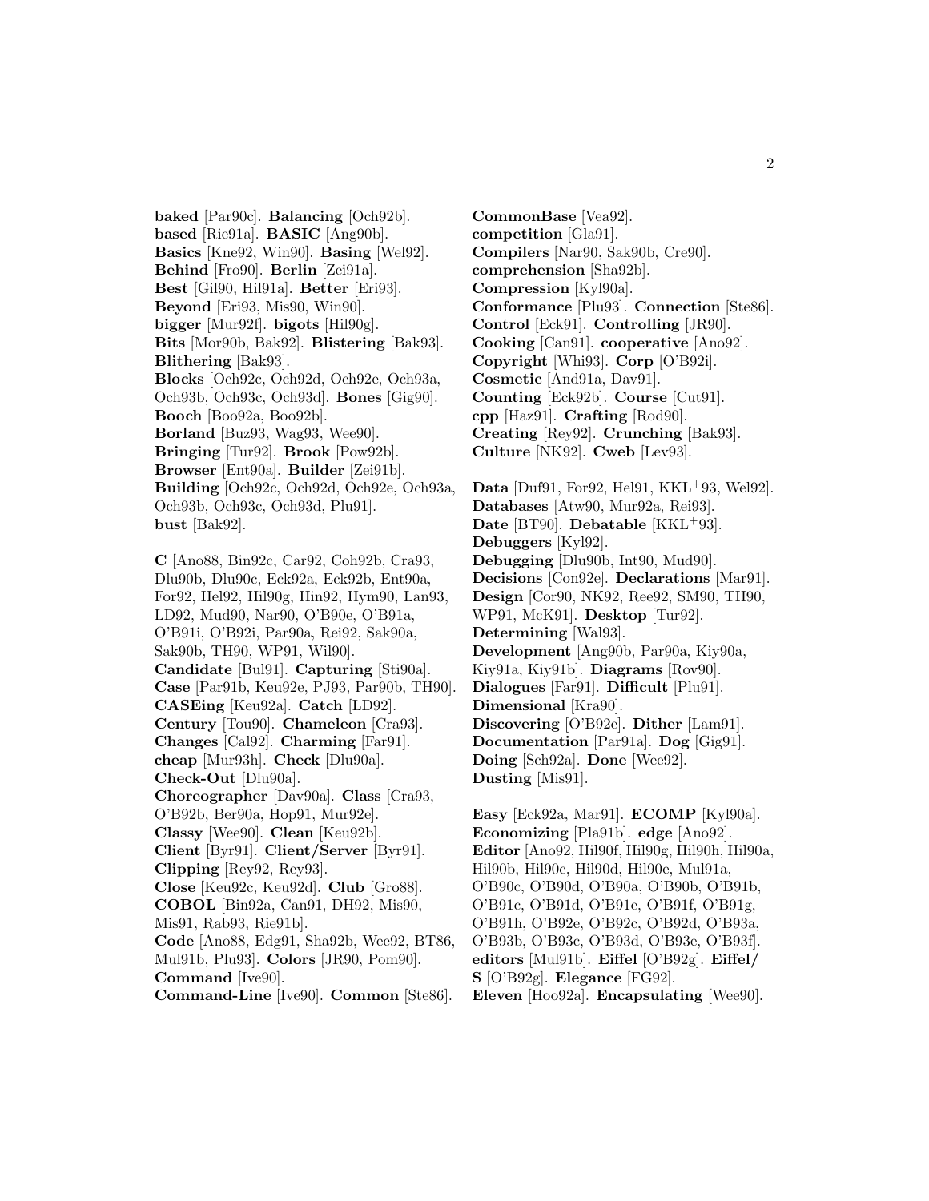**baked** [Par90c]. **Balancing** [Och92b]. **based** [Rie91a]. **BASIC** [Ang90b]. **Basics** [Kne92, Win90]. **Basing** [Wel92]. **Behind** [Fro90]. **Berlin** [Zei91a]. **Best** [Gil90, Hil91a]. **Better** [Eri93]. **Beyond** [Eri93, Mis90, Win90]. **bigger** [Mur92f]. **bigots** [Hil90g]. **Bits** [Mor90b, Bak92]. **Blistering** [Bak93]. **Blithering** [Bak93]. **Blocks** [Och92c, Och92d, Och92e, Och93a, Och93b, Och93c, Och93d]. **Bones** [Gig90]. **Booch** [Boo92a, Boo92b]. **Borland** [Buz93, Wag93, Wee90]. **Bringing** [Tur92]. **Brook** [Pow92b]. **Browser** [Ent90a]. **Builder** [Zei91b]. **Building** [Och92c, Och92d, Och92e, Och93a, Och93b, Och93c, Och93d, Plu91]. **bust** [Bak92].

**C** [Ano88, Bin92c, Car92, Coh92b, Cra93, Dlu90b, Dlu90c, Eck92a, Eck92b, Ent90a, For92, Hel92, Hil90g, Hin92, Hym90, Lan93, LD92, Mud90, Nar90, O'B90e, O'B91a, O'B91i, O'B92i, Par90a, Rei92, Sak90a, Sak90b, TH90, WP91, Wil90]. **Candidate** [Bul91]. **Capturing** [Sti90a]. **Case** [Par91b, Keu92e, PJ93, Par90b, TH90]. **CASEing** [Keu92a]. **Catch** [LD92]. **Century** [Tou90]. **Chameleon** [Cra93]. **Changes** [Cal92]. **Charming** [Far91]. **cheap** [Mur93h]. **Check** [Dlu90a]. **Check-Out** [Dlu90a]. **Choreographer** [Dav90a]. **Class** [Cra93, O'B92b, Ber90a, Hop91, Mur92e]. **Classy** [Wee90]. **Clean** [Keu92b]. **Client** [Byr91]. **Client/Server** [Byr91]. **Clipping** [Rey92, Rey93]. **Close** [Keu92c, Keu92d]. **Club** [Gro88]. **COBOL** [Bin92a, Can91, DH92, Mis90, Mis91, Rab93, Rie91b]. **Code** [Ano88, Edg91, Sha92b, Wee92, BT86, Mul91b, Plu93]. **Colors** [JR90, Pom90]. **Command** [Ive90]. **Command-Line** [Ive90]. **Common** [Ste86]. **CommonBase** [Vea92]. **competition** [Gla91]. **Compilers** [Nar90, Sak90b, Cre90]. **comprehension** [Sha92b]. **Compression** [Kyl90a]. **Conformance** [Plu93]. **Connection** [Ste86]. **Control** [Eck91]. **Controlling** [JR90]. **Cooking** [Can91]. **cooperative** [Ano92]. **Copyright** [Whi93]. **Corp** [O'B92i]. **Cosmetic** [And91a, Dav91]. **Counting** [Eck92b]. **Course** [Cut91]. **cpp** [Haz91]. **Crafting** [Rod90]. **Creating** [Rey92]. **Crunching** [Bak93]. **Culture** [NK92]. **Cweb** [Lev93].

**Data** [Duf91, For92, Hel91, KKL+93, Wel92]. **Databases** [Atw90, Mur92a, Rei93]. **Date** [BT90]. **Debatable** [KKL+93]. **Debuggers** [Kyl92]. **Debugging** [Dlu90b, Int90, Mud90]. **Decisions** [Con92e]. **Declarations** [Mar91]. **Design** [Cor90, NK92, Ree92, SM90, TH90, WP91, McK91]. **Desktop** [Tur92]. **Determining** [Wal93]. **Development** [Ang90b, Par90a, Kiy90a, Kiy91a, Kiy91b]. **Diagrams** [Rov90]. **Dialogues** [Far91]. **Difficult** [Plu91]. **Dimensional** [Kra90]. **Discovering** [O'B92e]. **Dither** [Lam91]. **Documentation** [Par91a]. **Dog** [Gig91]. **Doing** [Sch92a]. **Done** [Wee92]. **Dusting** [Mis91].

**Easy** [Eck92a, Mar91]. **ECOMP** [Kyl90a]. **Economizing** [Pla91b]. **edge** [Ano92]. **Editor** [Ano92, Hil90f, Hil90g, Hil90h, Hil90a, Hil90b, Hil90c, Hil90d, Hil90e, Mul91a, O'B90c, O'B90d, O'B90a, O'B90b, O'B91b, O'B91c, O'B91d, O'B91e, O'B91f, O'B91g, O'B91h, O'B92e, O'B92c, O'B92d, O'B93a, O'B93b, O'B93c, O'B93d, O'B93e, O'B93f]. **editors** [Mul91b]. **Eiffel** [O'B92g]. **Eiffel/S** [O'B92g]. **Elegance** [FG92]. **Eleven** [Hoo92a]. **Encapsulating** [Wee90].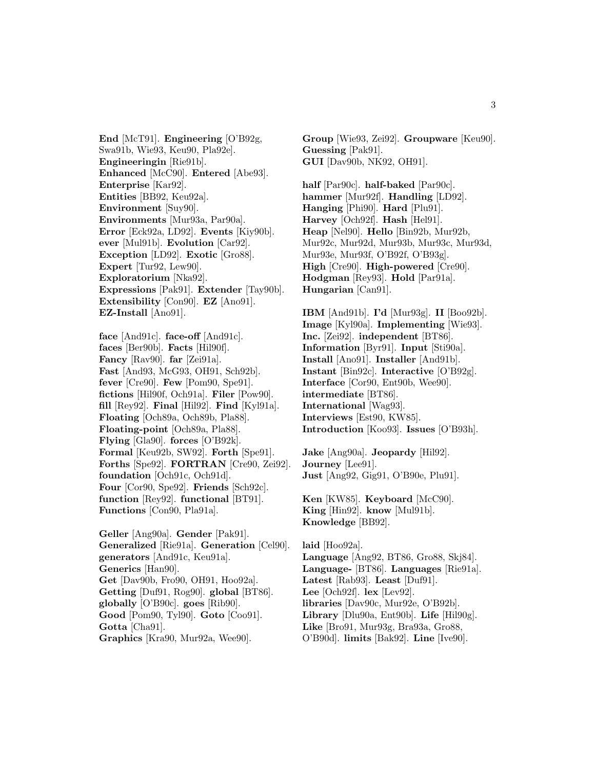**End** [McT91]. **Engineering** [O'B92g, Swa91b, Wie93, Keu90, Pla92e]. **Engineeringin** [Rie91b]. **Enhanced** [McC90]. **Entered** [Abe93]. **Enterprise** [Kar92]. **Entities** [BB92, Keu92a]. **Environment** [Suy90]. **Environments** [Mur93a, Par90a]. **Error** [Eck92a, LD92]. **Events** [Kiy90b]. **ever** [Mul91b]. **Evolution** [Car92]. **Exception** [LD92]. **Exotic** [Gro88]. **Expert** [Tur92, Lew90]. **Exploratorium** [Nka92]. **Expressions** [Pak91]. **Extender** [Tay90b]. **Extensibility** [Con90]. **EZ** [Ano91]. **EZ-Install** [Ano91].

**face** [And91c]. **face-off** [And91c]. **faces** [Ber90b]. **Facts** [Hil90f]. **Fancy** [Rav90]. **far** [Zei91a]. **Fast** [And93, McG93, OH91, Sch92b]. **fever** [Cre90]. **Few** [Pom90, Spe91]. **fictions** [Hil90f, Och91a]. **Filer** [Pow90]. **fill** [Rey92]. **Final** [Hil92]. **Find** [Kyl91a]. **Floating** [Och89a, Och89b, Pla88]. **Floating-point** [Och89a, Pla88]. **Flying** [Gla90]. **forces** [O'B92k]. **Formal** [Keu92b, SW92]. **Forth** [Spe91]. **Forths** [Spe92]. **FORTRAN** [Cre90, Zei92]. **foundation** [Och91c, Och91d]. **Four** [Cor90, Spe92]. **Friends** [Sch92c]. **function** [Rey92]. **functional** [BT91]. **Functions** [Con90, Pla91a].

**Geller** [Ang90a]. **Gender** [Pak91]. **Generalized** [Rie91a]. **Generation** [Cel90]. **generators** [And91c, Keu91a]. **Generics** [Han90]. **Get** [Dav90b, Fro90, OH91, Hoo92a]. **Getting** [Duf91, Rog90]. **global** [BT86]. **globally** [O'B90c]. **goes** [Rib90]. **Good** [Pom90, Tyl90]. **Goto** [Coo91]. **Gotta** [Cha91]. **Graphics** [Kra90, Mur92a, Wee90].

**Group** [Wie93, Zei92]. **Groupware** [Keu90]. **Guessing** [Pak91]. **GUI** [Dav90b, NK92, OH91].

**half** [Par90c]. **half-baked** [Par90c]. **hammer** [Mur92f]. **Handling** [LD92]. **Hanging** [Phi90]. **Hard** [Plu91]. **Harvey** [Och92f]. **Hash** [Hel91]. **Heap** [Nel90]. **Hello** [Bin92b, Mur92b, Mur92c, Mur92d, Mur93b, Mur93c, Mur93d, Mur93e, Mur93f, O'B92f, O'B93g]. **High** [Cre90]. **High-powered** [Cre90]. **Hodgman** [Rey93]. **Hold** [Par91a]. **Hungarian** [Can91].

**IBM** [And91b]. **I'd** [Mur93g]. **II** [Boo92b]. **Image** [Kyl90a]. **Implementing** [Wie93]. **Inc.** [Zei92]. **independent** [BT86]. **Information** [Byr91]. **Input** [Sti90a]. **Install** [Ano91]. **Installer** [And91b]. **Instant** [Bin92c]. **Interactive** [O'B92g]. **Interface** [Cor90, Ent90b, Wee90]. **intermediate** [BT86]. **International** [Wag93]. **Interviews** [Est90, KW85]. **Introduction** [Koo93]. **Issues** [O'B93h].

**Jake** [Ang90a]. **Jeopardy** [Hil92]. **Journey** [Lee91]. **Just** [Ang92, Gig91, O'B90e, Plu91].

**Ken** [KW85]. **Keyboard** [McC90]. **King** [Hin92]. **know** [Mul91b]. **Knowledge** [BB92].

**laid** [Hoo92a]. **Language** [Ang92, BT86, Gro88, Skj84]. **Language-** [BT86]. **Languages** [Rie91a]. **Latest** [Rab93]. **Least** [Duf91]. **Lee** [Och92f]. **lex** [Lev92]. **libraries** [Dav90c, Mur92e, O'B92b]. **Library** [Dlu90a, Ent90b]. **Life** [Hil90g]. **Like** [Bro91, Mur93g, Bra93a, Gro88, O'B90d]. **limits** [Bak92]. **Line** [Ive90].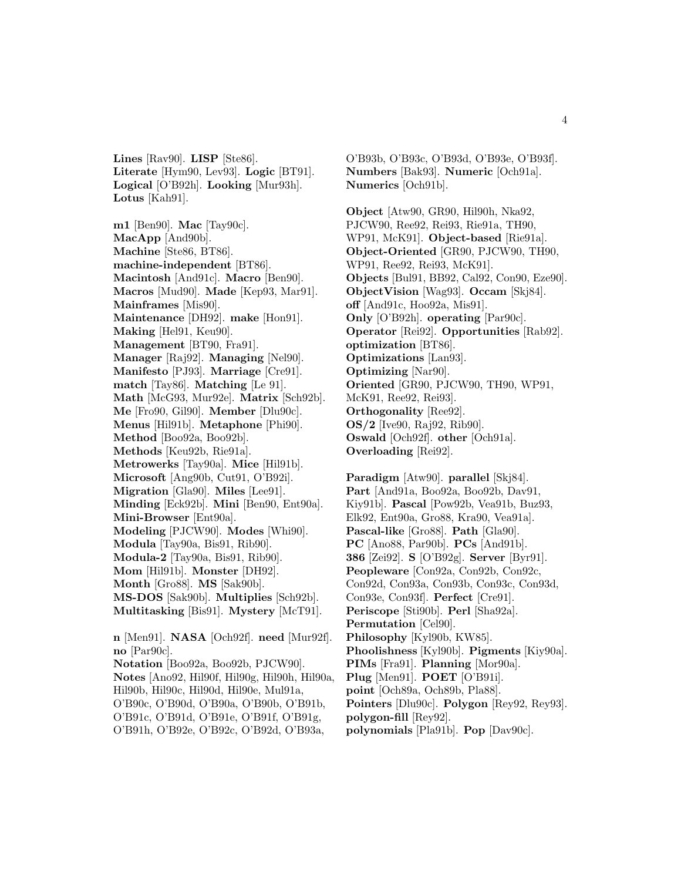**Lines** [Rav90]. **LISP** [Ste86]. **Literate** [Hym90, Lev93]. **Logic** [BT91]. **Logical** [O'B92h]. **Looking** [Mur93h]. **Lotus** [Kah91].

**m1** [Ben90]. **Mac** [Tay90c]. **MacApp** [And90b]. **Machine** [Ste86, BT86]. **machine-independent** [BT86]. **Macintosh** [And91c]. **Macro** [Ben90]. **Macros** [Mud90]. **Made** [Kep93, Mar91]. **Mainframes** [Mis90]. **Maintenance** [DH92]. **make** [Hon91]. **Making** [Hel91, Keu90]. **Management** [BT90, Fra91]. **Manager** [Raj92]. **Managing** [Nel90]. **Manifesto** [PJ93]. **Marriage** [Cre91]. **match** [Tay86]. **Matching** [Le 91]. **Math** [McG93, Mur92e]. **Matrix** [Sch92b]. **Me** [Fro90, Gil90]. **Member** [Dlu90c]. **Menus** [Hil91b]. **Metaphone** [Phi90]. **Method** [Boo92a, Boo92b]. **Methods** [Keu92b, Rie91a]. **Metrowerks** [Tay90a]. **Mice** [Hil91b]. **Microsoft** [Ang90b, Cut91, O'B92i]. **Migration** [Gla90]. **Miles** [Lee91]. **Minding** [Eck92b]. **Mini** [Ben90, Ent90a]. **Mini-Browser** [Ent90a]. **Modeling** [PJCW90]. **Modes** [Whi90]. **Modula** [Tay90a, Bis91, Rib90]. **Modula-2** [Tay90a, Bis91, Rib90]. **Mom** [Hil91b]. **Monster** [DH92]. **Month** [Gro88]. **MS** [Sak90b]. **MS-DOS** [Sak90b]. **Multiplies** [Sch92b]. **Multitasking** [Bis91]. **Mystery** [McT91].

**n** [Men91]. **NASA** [Och92f]. **need** [Mur92f]. **no** [Par90c]. **Notation** [Boo92a, Boo92b, PJCW90]. **Notes** [Ano92, Hil90f, Hil90g, Hil90h, Hil90a, Hil90b, Hil90c, Hil90d, Hil90e, Mul91a, O'B90c, O'B90d, O'B90a, O'B90b, O'B91b, O'B91c, O'B91d, O'B91e, O'B91f, O'B91g, O'B91h, O'B92e, O'B92c, O'B92d, O'B93a, O'B93b, O'B93c, O'B93d, O'B93e, O'B93f]. **Numbers** [Bak93]. **Numeric** [Och91a]. **Numerics** [Och91b].

**Object** [Atw90, GR90, Hil90h, Nka92, PJCW90, Ree92, Rei93, Rie91a, TH90, WP91, McK91]. **Object-based** [Rie91a]. **Object-Oriented** [GR90, PJCW90, TH90, WP91, Ree92, Rei93, McK91]. **Objects** [Bul91, BB92, Cal92, Con90, Eze90]. **ObjectVision** [Wag93]. **Occam** [Skj84]. **off** [And91c, Hoo92a, Mis91]. **Only** [O'B92h]. **operating** [Par90c]. **Operator** [Rei92]. **Opportunities** [Rab92]. **optimization** [BT86]. **Optimizations** [Lan93]. **Optimizing** [Nar90]. **Oriented** [GR90, PJCW90, TH90, WP91, McK91, Ree92, Rei93]. **Orthogonality** [Ree92]. **OS/2** [Ive90, Raj92, Rib90]. **Oswald** [Och92f]. **other** [Och91a]. **Overloading** [Rei92].

**Paradigm** [Atw90]. **parallel** [Skj84]. **Part** [And91a, Boo92a, Boo92b, Dav91, Kiy91b]. **Pascal** [Pow92b, Vea91b, Buz93, Elk92, Ent90a, Gro88, Kra90, Vea91a]. **Pascal-like** [Gro88]. **Path** [Gla90]. **PC** [Ano88, Par90b]. **PCs** [And91b]. **386** [Zei92]. **S** [O'B92g]. **Server** [Byr91]. **Peopleware** [Con92a, Con92b, Con92c, Con92d, Con93a, Con93b, Con93c, Con93d, Con93e, Con93f]. **Perfect** [Cre91]. **Periscope** [Sti90b]. **Perl** [Sha92a]. **Permutation** [Cel90]. **Philosophy** [Kyl90b, KW85]. **Phoolishness** [Kyl90b]. **Pigments** [Kiy90a]. **PIMs** [Fra91]. **Planning** [Mor90a]. **Plug** [Men91]. **POET** [O'B91i]. **point** [Och89a, Och89b, Pla88]. **Pointers** [Dlu90c]. **Polygon** [Rey92, Rey93]. **polygon-fill** [Rey92]. **polynomials** [Pla91b]. **Pop** [Dav90c].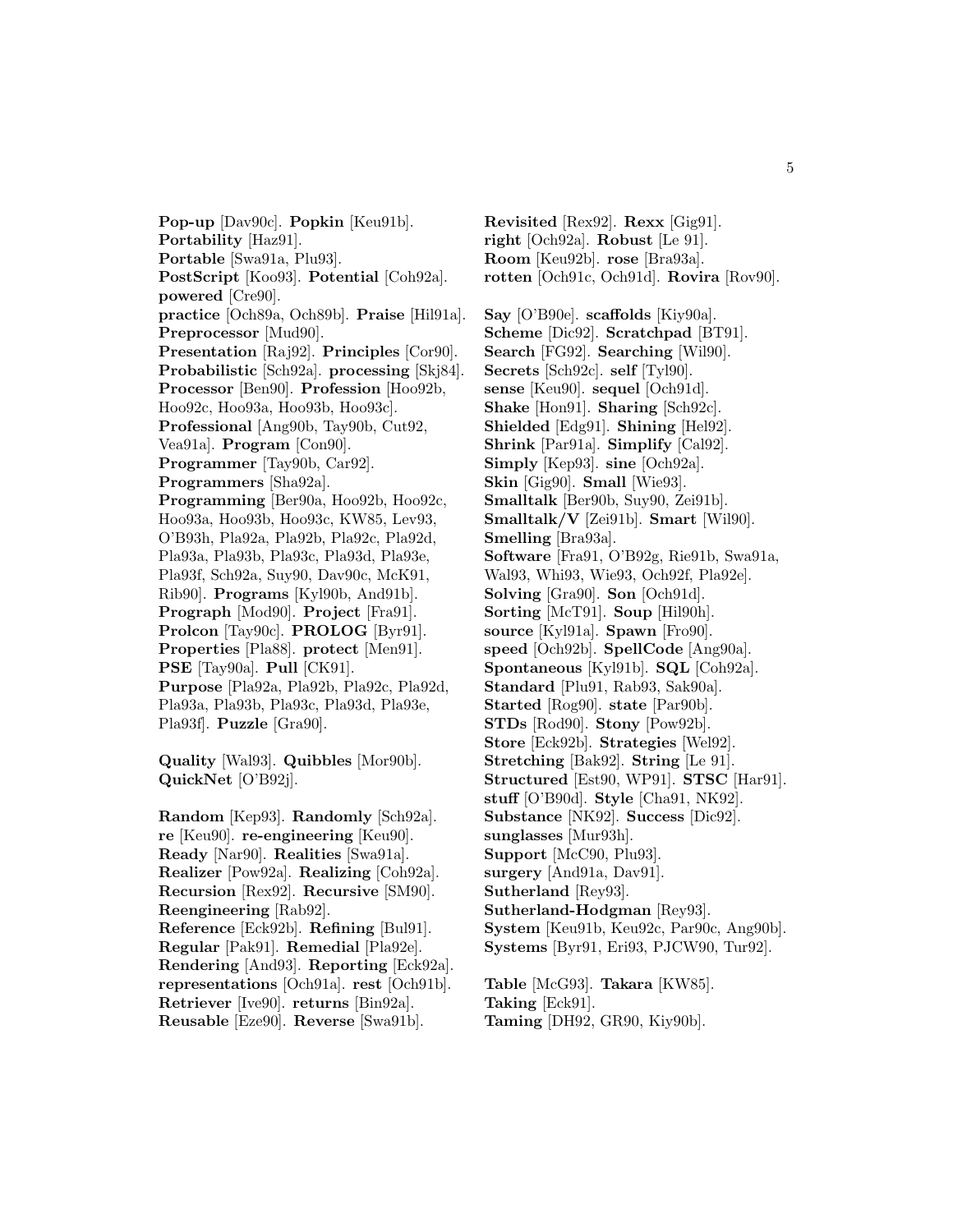**Pop-up** [Dav90c]. **Popkin** [Keu91b]. **Portability** [Haz91]. **Portable** [Swa91a, Plu93]. **PostScript** [Koo93]. **Potential** [Coh92a]. **powered** [Cre90]. **practice** [Och89a, Och89b]. **Praise** [Hil91a]. **Preprocessor** [Mud90]. **Presentation** [Raj92]. **Principles** [Cor90]. **Probabilistic** [Sch92a]. **processing** [Skj84]. **Processor** [Ben90]. **Profession** [Hoo92b, Hoo92c, Hoo93a, Hoo93b, Hoo93c]. **Professional** [Ang90b, Tay90b, Cut92, Vea91a]. **Program** [Con90]. **Programmer** [Tay90b, Car92]. **Programmers** [Sha92a]. **Programming** [Ber90a, Hoo92b, Hoo92c, Hoo93a, Hoo93b, Hoo93c, KW85, Lev93, O'B93h, Pla92a, Pla92b, Pla92c, Pla92d, Pla93a, Pla93b, Pla93c, Pla93d, Pla93e, Pla93f, Sch92a, Suy90, Dav90c, McK91, Rib90]. **Programs** [Kyl90b, And91b]. **Prograph** [Mod90]. **Project** [Fra91]. **Prolcon** [Tay90c]. **PROLOG** [Byr91]. **Properties** [Pla88]. **protect** [Men91]. **PSE** [Tay90a]. **Pull** [CK91]. **Purpose** [Pla92a, Pla92b, Pla92c, Pla92d, Pla93a, Pla93b, Pla93c, Pla93d, Pla93e, Pla93f]. **Puzzle** [Gra90].

**Quality** [Wal93]. **Quibbles** [Mor90b]. **QuickNet** [O'B92j].

**Random** [Kep93]. **Randomly** [Sch92a]. **re** [Keu90]. **re-engineering** [Keu90]. **Ready** [Nar90]. **Realities** [Swa91a]. **Realizer** [Pow92a]. **Realizing** [Coh92a]. **Recursion** [Rex92]. **Recursive** [SM90]. **Reengineering** [Rab92]. **Reference** [Eck92b]. **Refining** [Bul91]. **Regular** [Pak91]. **Remedial** [Pla92e]. **Rendering** [And93]. **Reporting** [Eck92a]. **representations** [Och91a]. **rest** [Och91b]. **Retriever** [Ive90]. **returns** [Bin92a]. **Reusable** [Eze90]. **Reverse** [Swa91b]. **Revisited** [Rex92]. **Rexx** [Gig91]. **right** [Och92a]. **Robust** [Le 91]. **Room** [Keu92b]. **rose** [Bra93a]. **rotten** [Och91c, Och91d]. **Rovira** [Rov90].

**Say** [O'B90e]. **scaffolds** [Kiy90a]. **Scheme** [Dic92]. **Scratchpad** [BT91]. **Search** [FG92]. **Searching** [Wil90]. **Secrets** [Sch92c]. **self** [Tyl90]. **sense** [Keu90]. **sequel** [Och91d]. **Shake** [Hon91]. **Sharing** [Sch92c]. **Shielded** [Edg91]. **Shining** [Hel92]. **Shrink** [Par91a]. **Simplify** [Cal92]. **Simply** [Kep93]. **sine** [Och92a]. **Skin** [Gig90]. **Small** [Wie93]. **Smalltalk** [Ber90b, Suy90, Zei91b]. **Smalltalk/V** [Zei91b]. **Smart** [Wil90]. **Smelling** [Bra93a]. **Software** [Fra91, O'B92g, Rie91b, Swa91a, Wal93, Whi93, Wie93, Och92f, Pla92e]. **Solving** [Gra90]. **Son** [Och91d]. **Sorting** [McT91]. **Soup** [Hil90h]. **source** [Kyl91a]. **Spawn** [Fro90]. **speed** [Och92b]. **SpellCode** [Ang90a]. **Spontaneous** [Kyl91b]. **SQL** [Coh92a]. **Standard** [Plu91, Rab93, Sak90a]. **Started** [Rog90]. **state** [Par90b]. **STDs** [Rod90]. **Stony** [Pow92b]. **Store** [Eck92b]. **Strategies** [Wel92]. **Stretching** [Bak92]. **String** [Le 91]. **Structured** [Est90, WP91]. **STSC** [Har91]. **stuff** [O'B90d]. **Style** [Cha91, NK92]. **Substance** [NK92]. **Success** [Dic92]. **sunglasses** [Mur93h]. **Support** [McC90, Plu93]. **surgery** [And91a, Dav91]. **Sutherland** [Rey93]. **Sutherland-Hodgman** [Rey93]. **System** [Keu91b, Keu92c, Par90c, Ang90b]. **Systems** [Byr91, Eri93, PJCW90, Tur92].

**Table** [McG93]. **Takara** [KW85]. **Taking** [Eck91]. **Taming** [DH92, GR90, Kiy90b].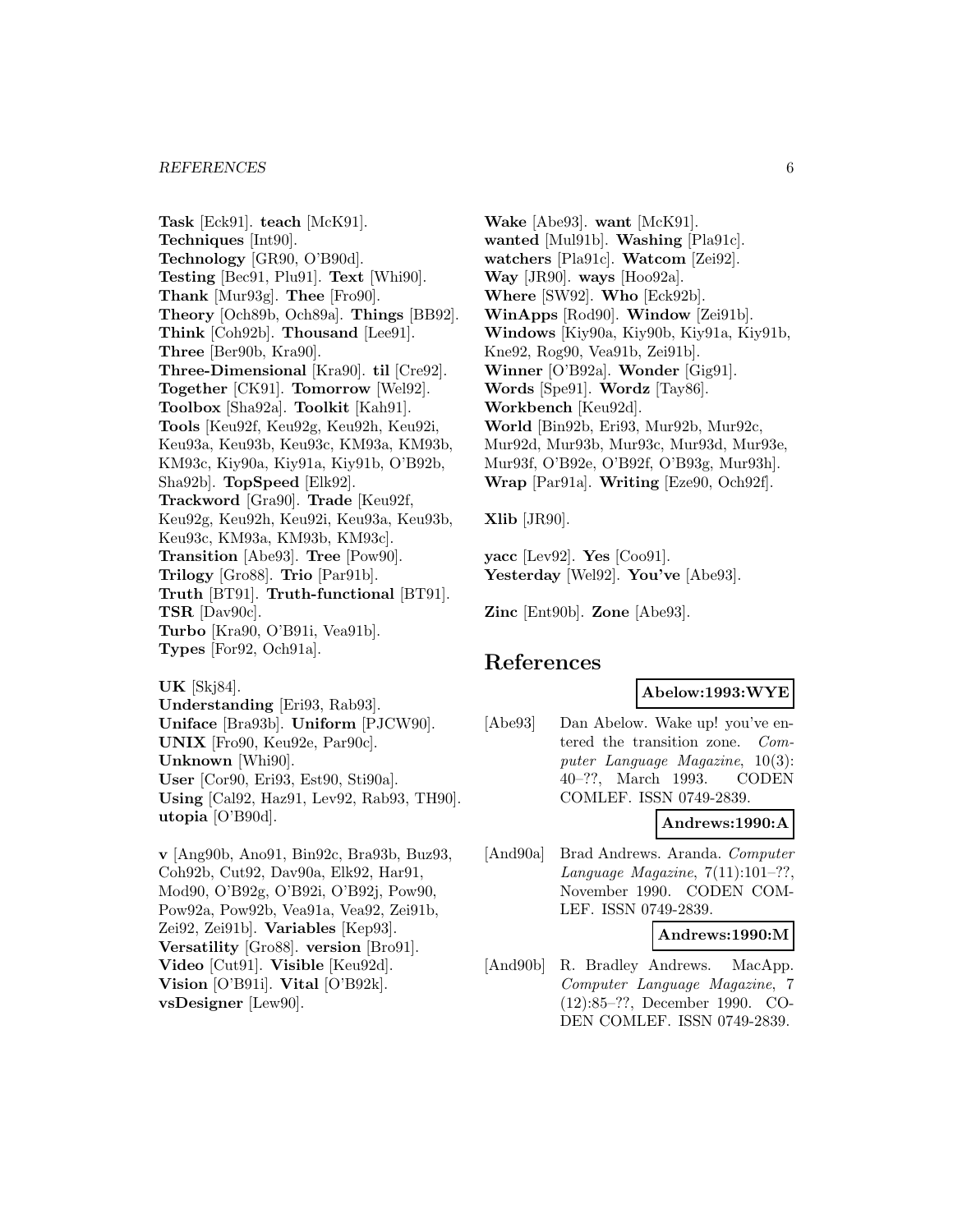**Task** [Eck91]. **teach** [McK91]. **Techniques** [Int90]. **Technology** [GR90, O'B90d]. **Testing** [Bec91, Plu91]. **Text** [Whi90]. **Thank** [Mur93g]. **Thee** [Fro90]. **Theory** [Och89b, Och89a]. **Things** [BB92]. **Think** [Coh92b]. **Thousand** [Lee91]. **Three** [Ber90b, Kra90]. **Three-Dimensional** [Kra90]. **til** [Cre92]. **Together** [CK91]. **Tomorrow** [Wel92]. **Toolbox** [Sha92a]. **Toolkit** [Kah91]. **Tools** [Keu92f, Keu92g, Keu92h, Keu92i, Keu93a, Keu93b, Keu93c, KM93a, KM93b, KM93c, Kiy90a, Kiy91a, Kiy91b, O'B92b, Sha92b]. **TopSpeed** [Elk92]. **Trackword** [Gra90]. **Trade** [Keu92f, Keu92g, Keu92h, Keu92i, Keu93a, Keu93b, Keu93c, KM93a, KM93b, KM93c]. **Transition** [Abe93]. **Tree** [Pow90]. **Trilogy** [Gro88]. **Trio** [Par91b]. **Truth** [BT91]. **Truth-functional** [BT91]. **TSR** [Dav90c]. **Turbo** [Kra90, O'B91i, Vea91b]. **Types** [For92, Och91a].

**UK** [Skj84]. **Understanding** [Eri93, Rab93]. **Uniface** [Bra93b]. **Uniform** [PJCW90]. **UNIX** [Fro90, Keu92e, Par90c]. **Unknown** [Whi90]. **User** [Cor90, Eri93, Est90, Sti90a]. **Using** [Cal92, Haz91, Lev92, Rab93, TH90]. **utopia** [O'B90d].

**v** [Ang90b, Ano91, Bin92c, Bra93b, Buz93, Coh92b, Cut92, Dav90a, Elk92, Har91, Mod90, O'B92g, O'B92i, O'B92j, Pow90, Pow92a, Pow92b, Vea91a, Vea92, Zei91b, Zei92, Zei91b]. **Variables** [Kep93]. **Versatility** [Gro88]. **version** [Bro91]. **Video** [Cut91]. **Visible** [Keu92d]. **Vision** [O'B91i]. **Vital** [O'B92k]. **vsDesigner** [Lew90].

**Wake** [Abe93]. **want** [McK91]. **wanted** [Mul91b]. **Washing** [Pla91c]. **watchers** [Pla91c]. **Watcom** [Zei92]. **Way** [JR90]. **ways** [Hoo92a]. **Where** [SW92]. **Who** [Eck92b]. **WinApps** [Rod90]. **Window** [Zei91b]. **Windows** [Kiy90a, Kiy90b, Kiy91a, Kiy91b, Kne92, Rog90, Vea91b, Zei91b]. **Winner** [O'B92a]. **Wonder** [Gig91]. **Words** [Spe91]. **Wordz** [Tay86]. **Workbench** [Keu92d]. **World** [Bin92b, Eri93, Mur92b, Mur92c, Mur92d, Mur93b, Mur93c, Mur93d, Mur93e, Mur93f, O'B92e, O'B92f, O'B93g, Mur93h]. **Wrap** [Par91a]. **Writing** [Eze90, Och92f].

**Xlib** [JR90].

**yacc** [Lev92]. **Yes** [Coo91]. **Yesterday** [Wel92]. **You've** [Abe93].

**Zinc** [Ent90b]. **Zone** [Abe93].

# References

**Abelow:1993:WYE**

[Abe93] Dan Abelow. Wake up! you've entered the transition zone. *Computer Language Magazine*, 10(3): 40–??, March 1993. CODEN COMLEF. ISSN 0749-2839.

**Andrews:1990:A**

[And90a] Brad Andrews. Aranda. *Computer Language Magazine*, 7(11):101–??, November 1990. CODEN COMLEF. ISSN 0749-2839.

**Andrews:1990:M**

[And90b] R. Bradley Andrews. MacApp. *Computer Language Magazine*, 7 (12):85–??, December 1990. CODEN COMLEF. ISSN 0749-2839.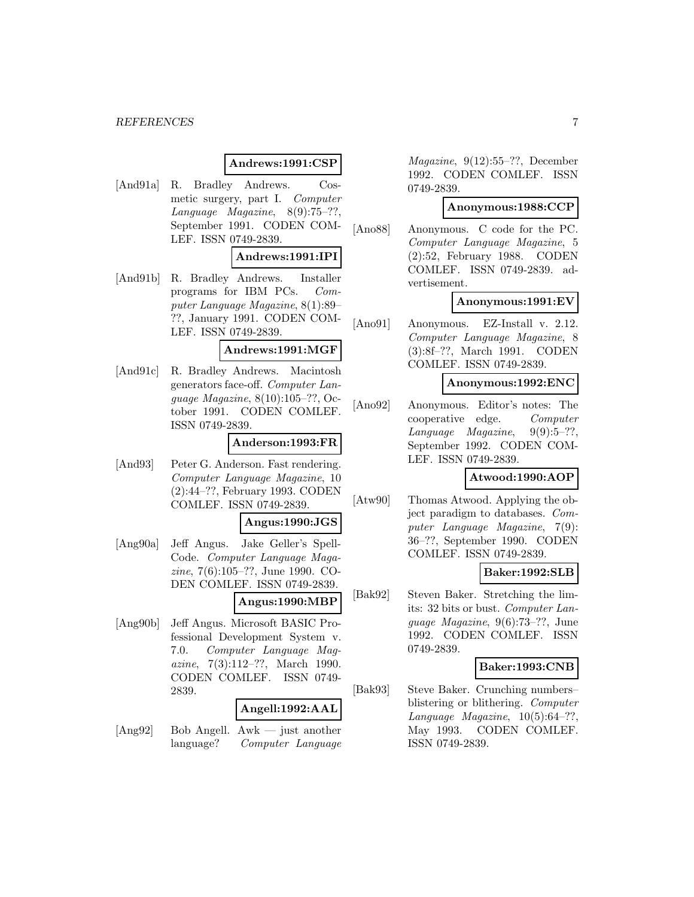**Andrews:1991:CSP**

[And91a] R. Bradley Andrews. Cosmetic surgery, part I. *Computer Language Magazine*, 8(9):75–??, September 1991. CODEN COMLEF. ISSN 0749-2839.

**Andrews:1991:IPI**

[And91b] R. Bradley Andrews. Installer programs for IBM PCs. *Computer Language Magazine*, 8(1):89–??, January 1991. CODEN COMLEF. ISSN 0749-2839.

**Andrews:1991:MGF**

[And91c] R. Bradley Andrews. Macintosh generators face-off. *Computer Language Magazine*, 8(10):105–??, October 1991. CODEN COMLEF. ISSN 0749-2839.

**Anderson:1993:FR**

[And93] Peter G. Anderson. Fast rendering. *Computer Language Magazine*, 10 (2):44–??, February 1993. CODEN COMLEF. ISSN 0749-2839.

**Angus:1990:JGS**

[Ang90a] Jeff Angus. Jake Geller's Spell-Code. *Computer Language Magazine*, 7(6):105–??, June 1990. CODEN COMLEF. ISSN 0749-2839.

**Angus:1990:MBP**

[Ang90b] Jeff Angus. Microsoft BASIC Professional Development System v. 7.0. *Computer Language Magazine*, 7(3):112–??, March 1990. CODEN COMLEF. ISSN 0749-2839.

**Angell:1992:AAL**

[Ang92] Bob Angell. Awk — just another language? *Computer Language Magazine*, 9(12):55–??, December 1992. CODEN COMLEF. ISSN 0749-2839.

**Anonymous:1988:CCP**

[Ano88] Anonymous. C code for the PC. *Computer Language Magazine*, 5 (2):52, February 1988. CODEN COMLEF. ISSN 0749-2839. advertisement.

**Anonymous:1991:EV**

[Ano91] Anonymous. EZ-Install v. 2.12. *Computer Language Magazine*, 8 (3):8f–??, March 1991. CODEN COMLEF. ISSN 0749-2839.

**Anonymous:1992:ENC**

[Ano92] Anonymous. Editor's notes: The cooperative edge. *Computer Language Magazine*, 9(9):5–??, September 1992. CODEN COMLEF. ISSN 0749-2839.

**Atwood:1990:AOP**

[Atw90] Thomas Atwood. Applying the object paradigm to databases. *Computer Language Magazine*, 7(9): 36–??, September 1990. CODEN COMLEF. ISSN 0749-2839.

**Baker:1992:SLB**

[Bak92] Steven Baker. Stretching the limits: 32 bits or bust. *Computer Language Magazine*, 9(6):73–??, June 1992. CODEN COMLEF. ISSN 0749-2839.

**Baker:1993:CNB**

[Bak93] Steve Baker. Crunching numbers–blistering or blithering. *Computer Language Magazine*, 10(5):64–??, May 1993. CODEN COMLEF. ISSN 0749-2839.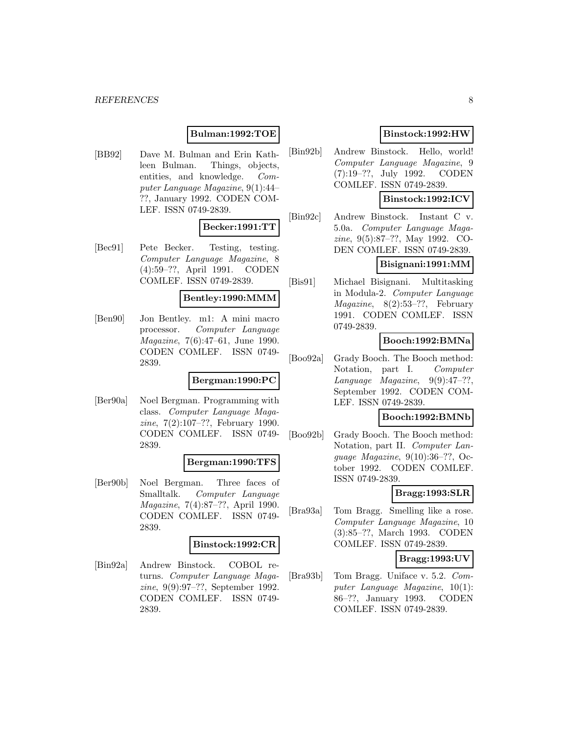**Bulman:1992:TOE**

[BB92] Dave M. Bulman and Erin Kathleen Bulman. Things, objects, entities, and knowledge. *Computer Language Magazine*, 9(1):44–??, January 1992. CODEN COMLEF. ISSN 0749-2839.

**Becker:1991:TT**

[Bec91] Pete Becker. Testing, testing. *Computer Language Magazine*, 8 (4):59–??, April 1991. CODEN COMLEF. ISSN 0749-2839.

**Bentley:1990:MMM**

[Ben90] Jon Bentley. m1: A mini macro processor. *Computer Language Magazine*, 7(6):47–61, June 1990. CODEN COMLEF. ISSN 0749-2839.

**Bergman:1990:PC**

[Ber90a] Noel Bergman. Programming with class. *Computer Language Magazine*, 7(2):107–??, February 1990. CODEN COMLEF. ISSN 0749-2839.

**Bergman:1990:TFS**

[Ber90b] Noel Bergman. Three faces of Smalltalk. *Computer Language Magazine*, 7(4):87–??, April 1990. CODEN COMLEF. ISSN 0749-2839.

**Binstock:1992:CR**

[Bin92a] Andrew Binstock. COBOL returns. *Computer Language Magazine*, 9(9):97–??, September 1992. CODEN COMLEF. ISSN 0749-2839.

**Binstock:1992:HW**

[Bin92b] Andrew Binstock. Hello, world! *Computer Language Magazine*, 9 (7):19–??, July 1992. CODEN COMLEF. ISSN 0749-2839.

**Binstock:1992:ICV**

[Bin92c] Andrew Binstock. Instant C v. 5.0a. *Computer Language Magazine*, 9(5):87–??, May 1992. CODEN COMLEF. ISSN 0749-2839.

**Bisignani:1991:MM**

[Bis91] Michael Bisignani. Multitasking in Modula-2. *Computer Language Magazine*, 8(2):53–??, February 1991. CODEN COMLEF. ISSN 0749-2839.

**Booch:1992:BMNa**

[Boo92a] Grady Booch. The Booch method: Notation, part I. *Computer Language Magazine*, 9(9):47–??, September 1992. CODEN COMLEF. ISSN 0749-2839.

**Booch:1992:BMNb**

[Boo92b] Grady Booch. The Booch method: Notation, part II. *Computer Language Magazine*, 9(10):36–??, October 1992. CODEN COMLEF. ISSN 0749-2839.

**Bragg:1993:SLR**

[Bra93a] Tom Bragg. Smelling like a rose. *Computer Language Magazine*, 10 (3):85–??, March 1993. CODEN COMLEF. ISSN 0749-2839.

**Bragg:1993:UV**

[Bra93b] Tom Bragg. Uniface v. 5.2. *Computer Language Magazine*, 10(1): 86–??, January 1993. CODEN COMLEF. ISSN 0749-2839.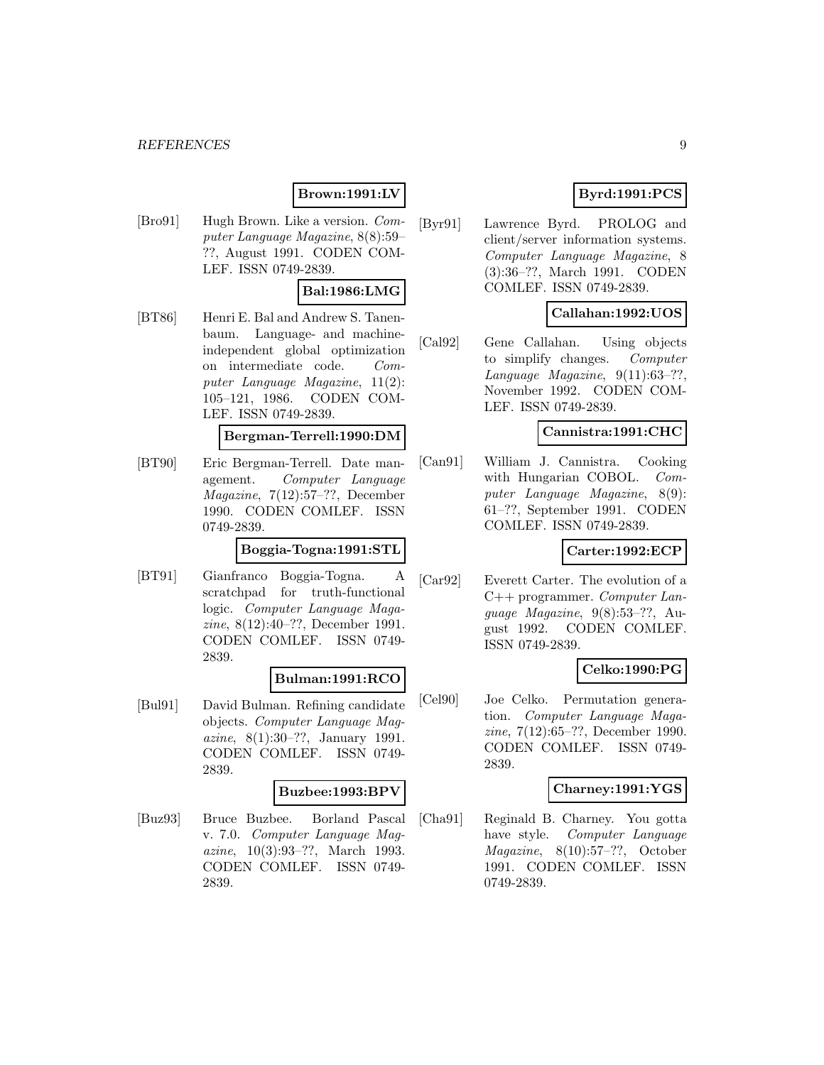**Brown:1991:LV**

[Bro91] Hugh Brown. Like a version. *Computer Language Magazine*, 8(8):59–??, August 1991. CODEN COMLEF. ISSN 0749-2839.

**Bal:1986:LMG**

[BT86] Henri E. Bal and Andrew S. Tanenbaum. Language- and machine-independent global optimization on intermediate code. *Computer Language Magazine*, 11(2): 105–121, 1986. CODEN COMLEF. ISSN 0749-2839.

**Bergman-Terrell:1990:DM**

[BT90] Eric Bergman-Terrell. Date management. *Computer Language Magazine*, 7(12):57–??, December 1990. CODEN COMLEF. ISSN 0749-2839.

**Boggia-Togna:1991:STL**

[BT91] Gianfranco Boggia-Togna. A scratchpad for truth-functional logic. *Computer Language Magazine*, 8(12):40–??, December 1991. CODEN COMLEF. ISSN 0749-2839.

**Bulman:1991:RCO**

[Bul91] David Bulman. Refining candidate objects. *Computer Language Magazine*, 8(1):30–??, January 1991. CODEN COMLEF. ISSN 0749-2839.

**Buzbee:1993:BPV**

[Buz93] Bruce Buzbee. Borland Pascal v. 7.0. *Computer Language Magazine*, 10(3):93–??, March 1993. CODEN COMLEF. ISSN 0749-2839.

**Byrd:1991:PCS**

[Byr91] Lawrence Byrd. PROLOG and client/server information systems. *Computer Language Magazine*, 8 (3):36–??, March 1991. CODEN COMLEF. ISSN 0749-2839.

**Callahan:1992:UOS**

[Cal92] Gene Callahan. Using objects to simplify changes. *Computer Language Magazine*, 9(11):63–??, November 1992. CODEN COMLEF. ISSN 0749-2839.

**Cannistra:1991:CHC**

[Can91] William J. Cannistra. Cooking with Hungarian COBOL. *Computer Language Magazine*, 8(9): 61–??, September 1991. CODEN COMLEF. ISSN 0749-2839.

**Carter:1992:ECP**

[Car92] Everett Carter. The evolution of a C++ programmer. *Computer Language Magazine*, 9(8):53–??, August 1992. CODEN COMLEF. ISSN 0749-2839.

**Celko:1990:PG**

[Cel90] Joe Celko. Permutation generation. *Computer Language Magazine*, 7(12):65–??, December 1990. CODEN COMLEF. ISSN 0749-2839.

**Charney:1991:YGS**

[Cha91] Reginald B. Charney. You gotta have style. *Computer Language Magazine*, 8(10):57–??, October 1991. CODEN COMLEF. ISSN 0749-2839.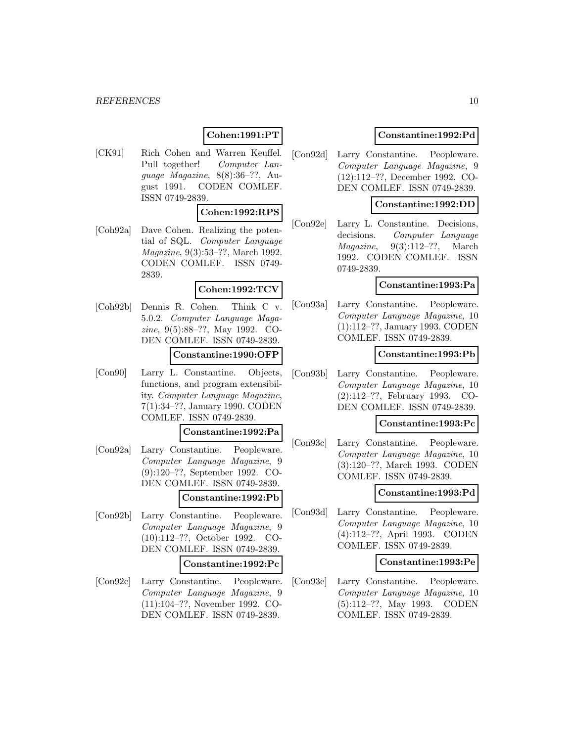**Cohen:1991:PT**

[CK91] Rich Cohen and Warren Keuffel. Pull together! *Computer Language Magazine*, 8(8):36–??, August 1991. CODEN COMLEF. ISSN 0749-2839.

**Cohen:1992:RPS**

[Coh92a] Dave Cohen. Realizing the potential of SQL. *Computer Language Magazine*, 9(3):53–??, March 1992. CODEN COMLEF. ISSN 0749-2839.

**Cohen:1992:TCV**

[Coh92b] Dennis R. Cohen. Think C v. 5.0.2. *Computer Language Magazine*, 9(5):88–??, May 1992. CODEN COMLEF. ISSN 0749-2839.

**Constantine:1990:OFP**

[Con90] Larry L. Constantine. Objects, functions, and program extensibility. *Computer Language Magazine*, 7(1):34–??, January 1990. CODEN COMLEF. ISSN 0749-2839.

**Constantine:1992:Pa**

[Con92a] Larry Constantine. Peopleware. *Computer Language Magazine*, 9 (9):120–??, September 1992. CODEN COMLEF. ISSN 0749-2839.

**Constantine:1992:Pb**

[Con92b] Larry Constantine. Peopleware. *Computer Language Magazine*, 9 (10):112–??, October 1992. CODEN COMLEF. ISSN 0749-2839.

**Constantine:1992:Pc**

[Con92c] Larry Constantine. Peopleware. *Computer Language Magazine*, 9 (11):104–??, November 1992. CODEN COMLEF. ISSN 0749-2839.

**Constantine:1992:Pd**

[Con92d] Larry Constantine. Peopleware. *Computer Language Magazine*, 9 (12):112–??, December 1992. CODEN COMLEF. ISSN 0749-2839.

**Constantine:1992:DD**

[Con92e] Larry L. Constantine. Decisions, decisions. *Computer Language Magazine*, 9(3):112–??, March 1992. CODEN COMLEF. ISSN 0749-2839.

**Constantine:1993:Pa**

[Con93a] Larry Constantine. Peopleware. *Computer Language Magazine*, 10 (1):112–??, January 1993. CODEN COMLEF. ISSN 0749-2839.

**Constantine:1993:Pb**

[Con93b] Larry Constantine. Peopleware. *Computer Language Magazine*, 10 (2):112–??, February 1993. CODEN COMLEF. ISSN 0749-2839.

**Constantine:1993:Pc**

[Con93c] Larry Constantine. Peopleware. *Computer Language Magazine*, 10 (3):120–??, March 1993. CODEN COMLEF. ISSN 0749-2839.

**Constantine:1993:Pd**

[Con93d] Larry Constantine. Peopleware. *Computer Language Magazine*, 10 (4):112–??, April 1993. CODEN COMLEF. ISSN 0749-2839.

**Constantine:1993:Pe**

[Con93e] Larry Constantine. Peopleware. *Computer Language Magazine*, 10 (5):112–??, May 1993. CODEN COMLEF. ISSN 0749-2839.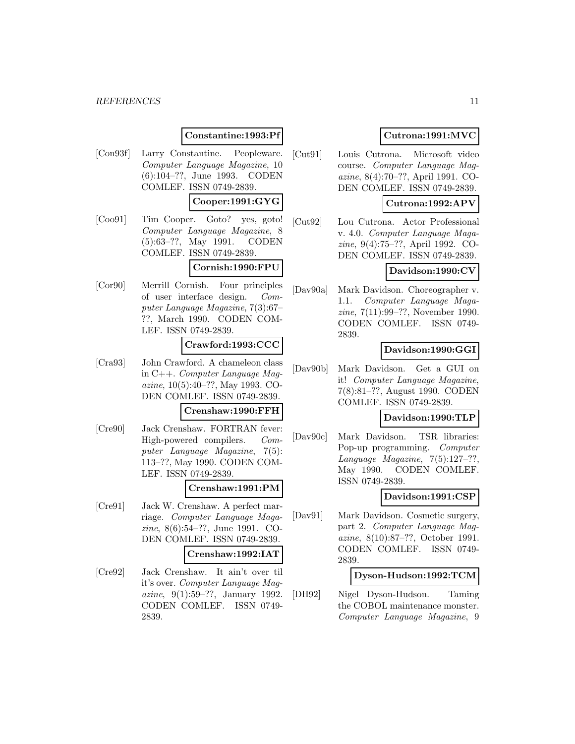**Constantine:1993:Pf**

[Con93f] Larry Constantine. Peopleware. *Computer Language Magazine*, 10 (6):104–??, June 1993. CODEN COMLEF. ISSN 0749-2839.

**Cooper:1991:GYG**

[Coo91] Tim Cooper. Goto? yes, goto! *Computer Language Magazine*, 8 (5):63–??, May 1991. CODEN COMLEF. ISSN 0749-2839.

**Cornish:1990:FPU**

[Cor90] Merrill Cornish. Four principles of user interface design. *Computer Language Magazine*, 7(3):67–??, March 1990. CODEN COMLEF. ISSN 0749-2839.

**Crawford:1993:CCC**

[Cra93] John Crawford. A chameleon class in C++. *Computer Language Magazine*, 10(5):40–??, May 1993. CODEN COMLEF. ISSN 0749-2839.

**Crenshaw:1990:FFH**

[Cre90] Jack Crenshaw. FORTRAN fever: High-powered compilers. *Computer Language Magazine*, 7(5): 113–??, May 1990. CODEN COMLEF. ISSN 0749-2839.

**Crenshaw:1991:PM**

[Cre91] Jack W. Crenshaw. A perfect marriage. *Computer Language Magazine*, 8(6):54–??, June 1991. CODEN COMLEF. ISSN 0749-2839.

**Crenshaw:1992:IAT**

[Cre92] Jack Crenshaw. It ain't over til it's over. *Computer Language Magazine*, 9(1):59–??, January 1992. CODEN COMLEF. ISSN 0749-2839.

**Cutrona:1991:MVC**

[Cut91] Louis Cutrona. Microsoft video course. *Computer Language Magazine*, 8(4):70–??, April 1991. CODEN COMLEF. ISSN 0749-2839.

**Cutrona:1992:APV**

[Cut92] Lou Cutrona. Actor Professional v. 4.0. *Computer Language Magazine*, 9(4):75–??, April 1992. CODEN COMLEF. ISSN 0749-2839.

**Davidson:1990:CV**

[Dav90a] Mark Davidson. Choreographer v. 1.1. *Computer Language Magazine*, 7(11):99–??, November 1990. CODEN COMLEF. ISSN 0749-2839.

**Davidson:1990:GGI**

[Dav90b] Mark Davidson. Get a GUI on it! *Computer Language Magazine*, 7(8):81–??, August 1990. CODEN COMLEF. ISSN 0749-2839.

**Davidson:1990:TLP**

[Dav90c] Mark Davidson. TSR libraries: Pop-up programming. *Computer Language Magazine*, 7(5):127–??, May 1990. CODEN COMLEF. ISSN 0749-2839.

**Davidson:1991:CSP**

[Dav91] Mark Davidson. Cosmetic surgery, part 2. *Computer Language Magazine*, 8(10):87–??, October 1991. CODEN COMLEF. ISSN 0749-2839.

**Dyson-Hudson:1992:TCM**

[DH92] Nigel Dyson-Hudson. Taming the COBOL maintenance monster. *Computer Language Magazine*, 9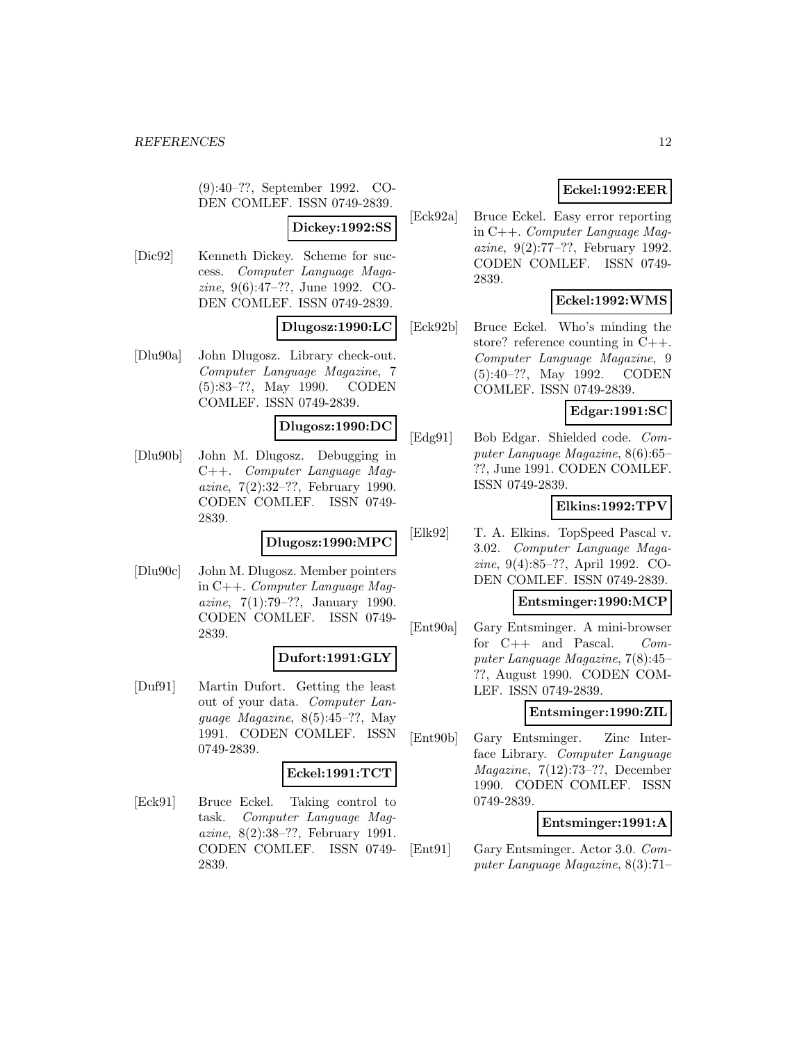(9):40–??, September 1992. CODEN COMLEF. ISSN 0749-2839.

**Dickey:1992:SS**

[Dic92] Kenneth Dickey. Scheme for success. *Computer Language Magazine*, 9(6):47–??, June 1992. CODEN COMLEF. ISSN 0749-2839.

**Dlugosz:1990:LC**

[Dlu90a] John Dlugosz. Library check-out. *Computer Language Magazine*, 7 (5):83–??, May 1990. CODEN COMLEF. ISSN 0749-2839.

**Dlugosz:1990:DC**

[Dlu90b] John M. Dlugosz. Debugging in C++. *Computer Language Magazine*, 7(2):32–??, February 1990. CODEN COMLEF. ISSN 0749-2839.

**Dlugosz:1990:MPC**

[Dlu90c] John M. Dlugosz. Member pointers in C++. *Computer Language Magazine*, 7(1):79–??, January 1990. CODEN COMLEF. ISSN 0749-2839.

**Dufort:1991:GLY**

[Duf91] Martin Dufort. Getting the least out of your data. *Computer Language Magazine*, 8(5):45–??, May 1991. CODEN COMLEF. ISSN 0749-2839.

**Eckel:1991:TCT**

[Eck91] Bruce Eckel. Taking control to task. *Computer Language Magazine*, 8(2):38–??, February 1991. CODEN COMLEF. ISSN 0749-2839.

**Eckel:1992:EER**

[Eck92a] Bruce Eckel. Easy error reporting in C++. *Computer Language Magazine*, 9(2):77–??, February 1992. CODEN COMLEF. ISSN 0749-2839.

**Eckel:1992:WMS**

[Eck92b] Bruce Eckel. Who's minding the store? reference counting in C++. *Computer Language Magazine*, 9 (5):40–??, May 1992. CODEN COMLEF. ISSN 0749-2839.

**Edgar:1991:SC**

[Edg91] Bob Edgar. Shielded code. *Computer Language Magazine*, 8(6):65–??, June 1991. CODEN COMLEF. ISSN 0749-2839.

**Elkins:1992:TPV**

[Elk92] T. A. Elkins. TopSpeed Pascal v. 3.02. *Computer Language Magazine*, 9(4):85–??, April 1992. CODEN COMLEF. ISSN 0749-2839.

**Entsminger:1990:MCP**

[Ent90a] Gary Entsminger. A mini-browser for C++ and Pascal. *Computer Language Magazine*, 7(8):45–??, August 1990. CODEN COMLEF. ISSN 0749-2839.

**Entsminger:1990:ZIL**

[Ent90b] Gary Entsminger. Zinc Interface Library. *Computer Language Magazine*, 7(12):73–??, December 1990. CODEN COMLEF. ISSN 0749-2839.

**Entsminger:1991:A**

[Ent91] Gary Entsminger. Actor 3.0. *Computer Language Magazine*, 8(3):71–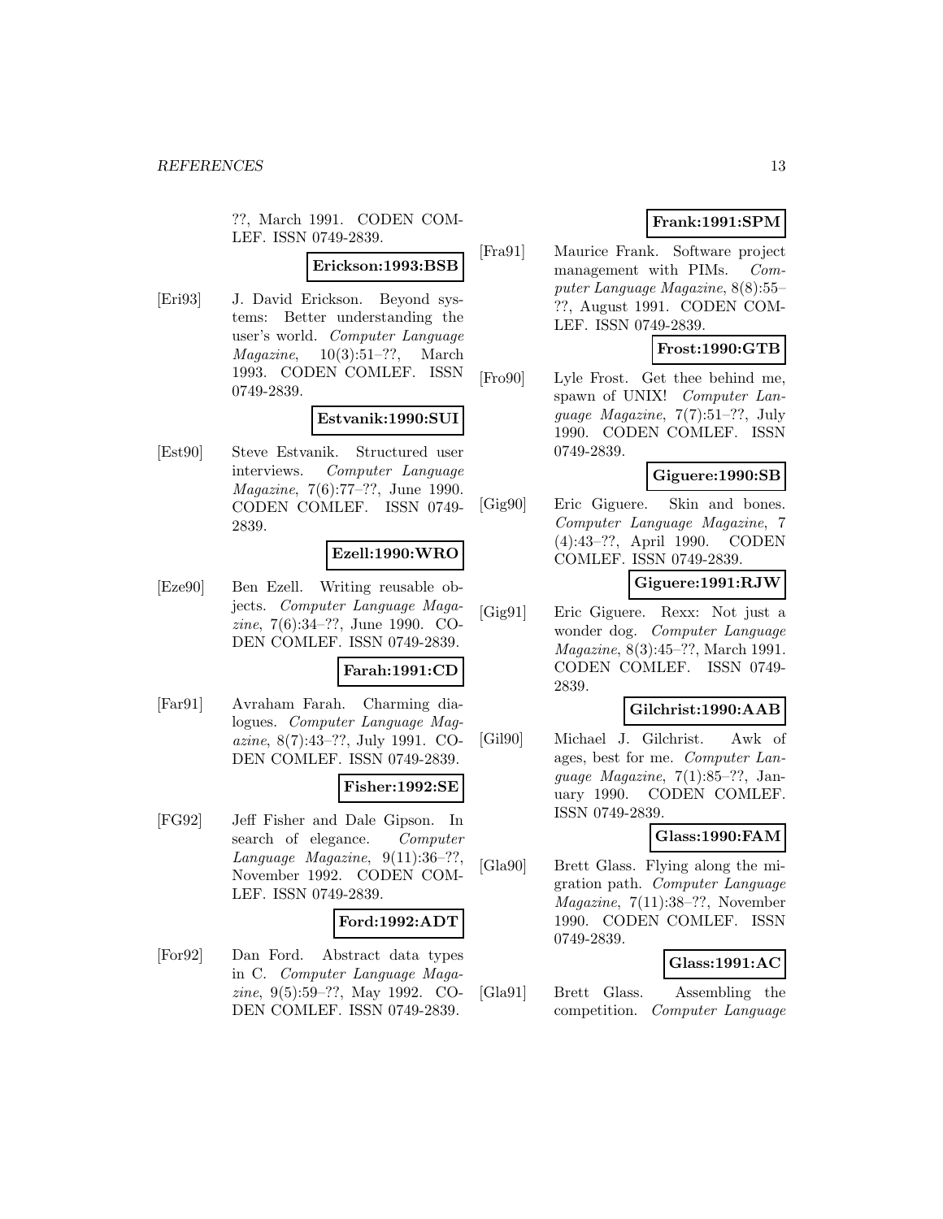??, March 1991. CODEN COMLEF. ISSN 0749-2839.

**Erickson:1993:BSB**

[Eri93] J. David Erickson. Beyond systems: Better understanding the user's world. *Computer Language Magazine*, 10(3):51–??, March 1993. CODEN COMLEF. ISSN 0749-2839.

**Estvanik:1990:SUI**

[Est90] Steve Estvanik. Structured user interviews. *Computer Language Magazine*, 7(6):77–??, June 1990. CODEN COMLEF. ISSN 0749-2839.

**Ezell:1990:WRO**

[Eze90] Ben Ezell. Writing reusable objects. *Computer Language Magazine*, 7(6):34–??, June 1990. CODEN COMLEF. ISSN 0749-2839.

**Farah:1991:CD**

[Far91] Avraham Farah. Charming dialogues. *Computer Language Magazine*, 8(7):43–??, July 1991. CODEN COMLEF. ISSN 0749-2839.

**Fisher:1992:SE**

[FG92] Jeff Fisher and Dale Gipson. In search of elegance. *Computer Language Magazine*, 9(11):36–??, November 1992. CODEN COMLEF. ISSN 0749-2839.

**Ford:1992:ADT**

[For92] Dan Ford. Abstract data types in C. *Computer Language Magazine*, 9(5):59–??, May 1992. CODEN COMLEF. ISSN 0749-2839.

**Frank:1991:SPM**

[Fra91] Maurice Frank. Software project management with PIMs. *Computer Language Magazine*, 8(8):55–??, August 1991. CODEN COMLEF. ISSN 0749-2839.

**Frost:1990:GTB**

[Fro90] Lyle Frost. Get thee behind me, spawn of UNIX! *Computer Language Magazine*, 7(7):51–??, July 1990. CODEN COMLEF. ISSN 0749-2839.

**Giguere:1990:SB**

[Gig90] Eric Giguere. Skin and bones. *Computer Language Magazine*, 7 (4):43–??, April 1990. CODEN COMLEF. ISSN 0749-2839.

**Giguere:1991:RJW**

[Gig91] Eric Giguere. Rexx: Not just a wonder dog. *Computer Language Magazine*, 8(3):45–??, March 1991. CODEN COMLEF. ISSN 0749-2839.

**Gilchrist:1990:AAB**

[Gil90] Michael J. Gilchrist. Awk of ages, best for me. *Computer Language Magazine*, 7(1):85–??, January 1990. CODEN COMLEF. ISSN 0749-2839.

**Glass:1990:FAM**

[Gla90] Brett Glass. Flying along the migration path. *Computer Language Magazine*, 7(11):38–??, November 1990. CODEN COMLEF. ISSN 0749-2839.

**Glass:1991:AC**

[Gla91] Brett Glass. Assembling the competition. *Computer Language*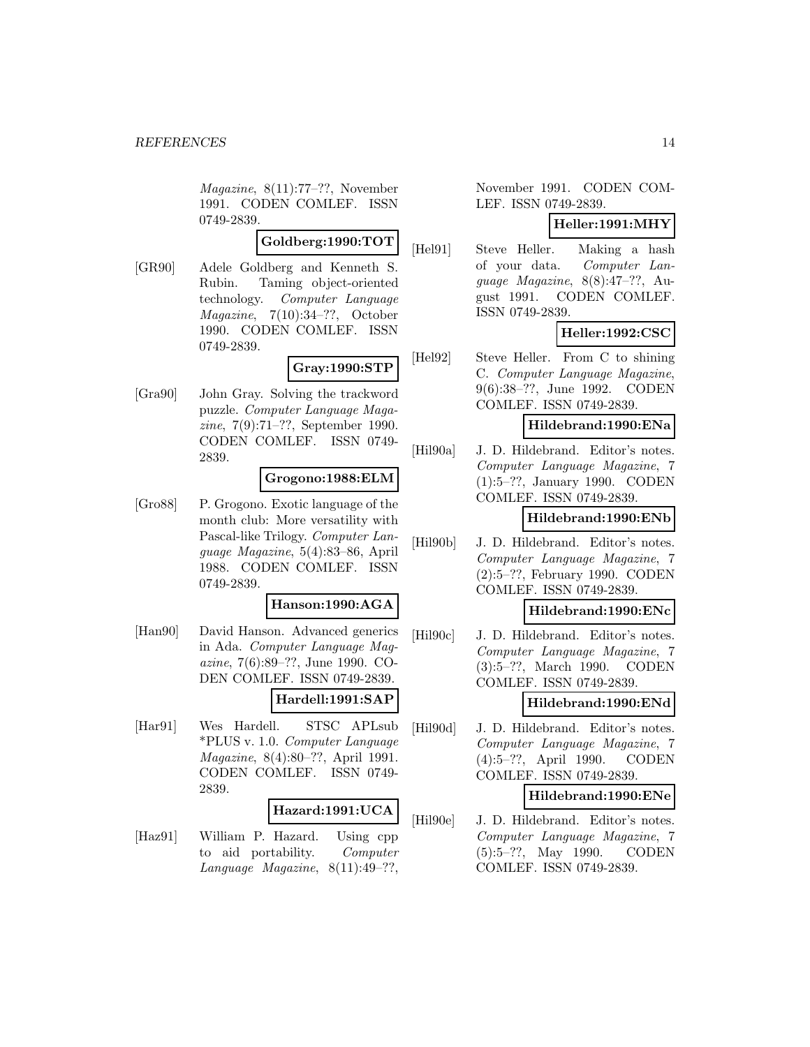*Magazine*, 8(11):77–??, November 1991. CODEN COMLEF. ISSN 0749-2839.

**Goldberg:1990:TOT**

[GR90] Adele Goldberg and Kenneth S. Rubin. Taming object-oriented technology. *Computer Language Magazine*, 7(10):34–??, October 1990. CODEN COMLEF. ISSN 0749-2839.

**Gray:1990:STP**

[Gra90] John Gray. Solving the trackword puzzle. *Computer Language Magazine*, 7(9):71–??, September 1990. CODEN COMLEF. ISSN 0749-2839.

**Grogono:1988:ELM**

[Gro88] P. Grogono. Exotic language of the month club: More versatility with Pascal-like Trilogy. *Computer Language Magazine*, 5(4):83–86, April 1988. CODEN COMLEF. ISSN 0749-2839.

**Hanson:1990:AGA**

[Han90] David Hanson. Advanced generics in Ada. *Computer Language Magazine*, 7(6):89–??, June 1990. CODEN COMLEF. ISSN 0749-2839.

**Hardell:1991:SAP**

[Har91] Wes Hardell. STSC APLsub *PLUS v. 1.0. *Computer Language Magazine*, 8(4):80–??, April 1991. CODEN COMLEF. ISSN 0749-2839.

**Hazard:1991:UCA**

[Haz91] William P. Hazard. Using cpp to aid portability. *Computer Language Magazine*, 8(11):49–??, November 1991. CODEN COMLEF. ISSN 0749-2839.

**Heller:1991:MHY**

[Hel91] Steve Heller. Making a hash of your data. *Computer Language Magazine*, 8(8):47–??, August 1991. CODEN COMLEF. ISSN 0749-2839.

**Heller:1992:CSC**

[Hel92] Steve Heller. From C to shining C. *Computer Language Magazine*, 9(6):38–??, June 1992. CODEN COMLEF. ISSN 0749-2839.

**Hildebrand:1990:ENa**

[Hil90a] J. D. Hildebrand. Editor's notes. *Computer Language Magazine*, 7 (1):5–??, January 1990. CODEN COMLEF. ISSN 0749-2839.

**Hildebrand:1990:ENb**

[Hil90b] J. D. Hildebrand. Editor's notes. *Computer Language Magazine*, 7 (2):5–??, February 1990. CODEN COMLEF. ISSN 0749-2839.

**Hildebrand:1990:ENc**

[Hil90c] J. D. Hildebrand. Editor's notes. *Computer Language Magazine*, 7 (3):5–??, March 1990. CODEN COMLEF. ISSN 0749-2839.

**Hildebrand:1990:ENd**

[Hil90d] J. D. Hildebrand. Editor's notes. *Computer Language Magazine*, 7 (4):5–??, April 1990. CODEN COMLEF. ISSN 0749-2839.

**Hildebrand:1990:ENe**

[Hil90e] J. D. Hildebrand. Editor's notes. *Computer Language Magazine*, 7 (5):5–??, May 1990. CODEN COMLEF. ISSN 0749-2839.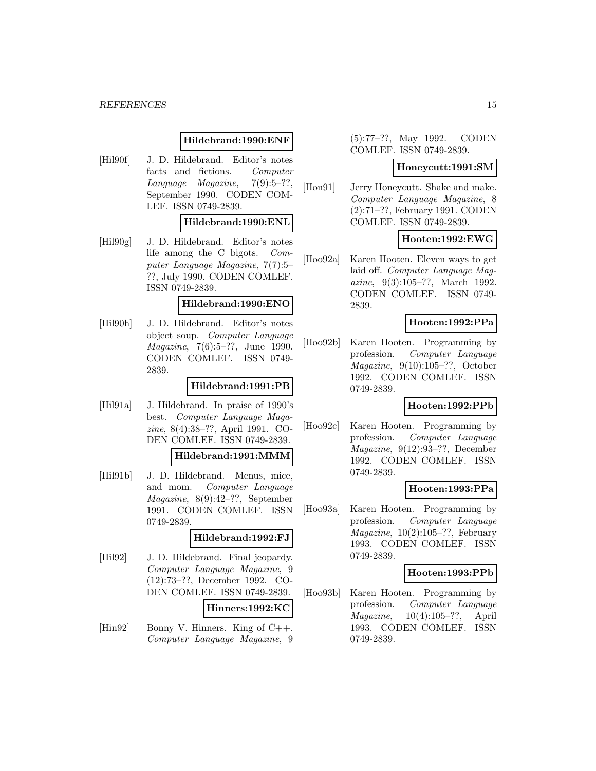**Hildebrand:1990:ENF**

[Hil90f] J. D. Hildebrand. Editor's notes facts and fictions. *Computer Language Magazine*, 7(9):5–??, September 1990. CODEN COMLEF. ISSN 0749-2839.

**Hildebrand:1990:ENL**

[Hil90g] J. D. Hildebrand. Editor's notes life among the C bigots. *Computer Language Magazine*, 7(7):5–??, July 1990. CODEN COMLEF. ISSN 0749-2839.

**Hildebrand:1990:ENO**

[Hil90h] J. D. Hildebrand. Editor's notes object soup. *Computer Language Magazine*, 7(6):5–??, June 1990. CODEN COMLEF. ISSN 0749-2839.

**Hildebrand:1991:PB**

[Hil91a] J. Hildebrand. In praise of 1990's best. *Computer Language Magazine*, 8(4):38–??, April 1991. CODEN COMLEF. ISSN 0749-2839.

**Hildebrand:1991:MMM**

[Hil91b] J. D. Hildebrand. Menus, mice, and mom. *Computer Language Magazine*, 8(9):42–??, September 1991. CODEN COMLEF. ISSN 0749-2839.

**Hildebrand:1992:FJ**

[Hil92] J. D. Hildebrand. Final jeopardy. *Computer Language Magazine*, 9 (12):73–??, December 1992. CODEN COMLEF. ISSN 0749-2839.

**Hinners:1992:KC**

[Hin92] Bonny V. Hinners. King of C++. *Computer Language Magazine*, 9 (5):77–??, May 1992. CODEN COMLEF. ISSN 0749-2839.

**Honeycutt:1991:SM**

[Hon91] Jerry Honeycutt. Shake and make. *Computer Language Magazine*, 8 (2):71–??, February 1991. CODEN COMLEF. ISSN 0749-2839.

**Hooten:1992:EWG**

[Hoo92a] Karen Hooten. Eleven ways to get laid off. *Computer Language Magazine*, 9(3):105–??, March 1992. CODEN COMLEF. ISSN 0749-2839.

**Hooten:1992:PPa**

[Hoo92b] Karen Hooten. Programming by profession. *Computer Language Magazine*, 9(10):105–??, October 1992. CODEN COMLEF. ISSN 0749-2839.

**Hooten:1992:PPb**

[Hoo92c] Karen Hooten. Programming by profession. *Computer Language Magazine*, 9(12):93–??, December 1992. CODEN COMLEF. ISSN 0749-2839.

**Hooten:1993:PPa**

[Hoo93a] Karen Hooten. Programming by profession. *Computer Language Magazine*, 10(2):105–??, February 1993. CODEN COMLEF. ISSN 0749-2839.

**Hooten:1993:PPb**

[Hoo93b] Karen Hooten. Programming by profession. *Computer Language Magazine*, 10(4):105–??, April 1993. CODEN COMLEF. ISSN 0749-2839.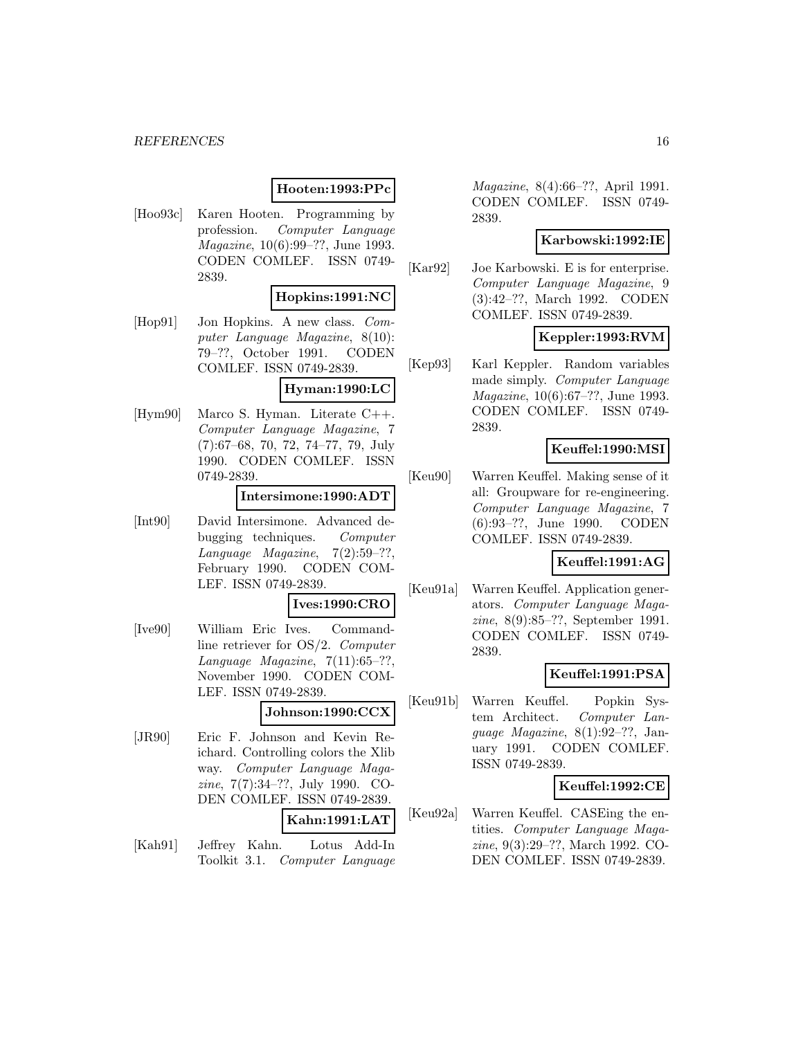**Hooten:1993:PPc**

[Hoo93c] Karen Hooten. Programming by profession. *Computer Language Magazine*, 10(6):99–??, June 1993. CODEN COMLEF. ISSN 0749-2839.

**Hopkins:1991:NC**

[Hop91] Jon Hopkins. A new class. *Computer Language Magazine*, 8(10): 79–??, October 1991. CODEN COMLEF. ISSN 0749-2839.

**Hyman:1990:LC**

[Hym90] Marco S. Hyman. Literate C++. *Computer Language Magazine*, 7 (7):67–68, 70, 72, 74–77, 79, July 1990. CODEN COMLEF. ISSN 0749-2839.

**Intersimone:1990:ADT**

[Int90] David Intersimone. Advanced debugging techniques. *Computer Language Magazine*, 7(2):59–??, February 1990. CODEN COMLEF. ISSN 0749-2839.

**Ives:1990:CRO**

[Ive90] William Eric Ives. Commandline retriever for OS/2. *Computer Language Magazine*, 7(11):65–??, November 1990. CODEN COMLEF. ISSN 0749-2839.

**Johnson:1990:CCX**

[JR90] Eric F. Johnson and Kevin Reichard. Controlling colors the Xlib way. *Computer Language Magazine*, 7(7):34–??, July 1990. CODEN COMLEF. ISSN 0749-2839.

**Kahn:1991:LAT**

[Kah91] Jeffrey Kahn. Lotus Add-In Toolkit 3.1. *Computer Language Magazine*, 8(4):66–??, April 1991. CODEN COMLEF. ISSN 0749-2839.

**Karbowski:1992:IE**

[Kar92] Joe Karbowski. E is for enterprise. *Computer Language Magazine*, 9 (3):42–??, March 1992. CODEN COMLEF. ISSN 0749-2839.

**Keppler:1993:RVM**

[Kep93] Karl Keppler. Random variables made simply. *Computer Language Magazine*, 10(6):67–??, June 1993. CODEN COMLEF. ISSN 0749-2839.

**Keuffel:1990:MSI**

[Keu90] Warren Keuffel. Making sense of it all: Groupware for re-engineering. *Computer Language Magazine*, 7 (6):93–??, June 1990. CODEN COMLEF. ISSN 0749-2839.

**Keuffel:1991:AG**

[Keu91a] Warren Keuffel. Application generators. *Computer Language Magazine*, 8(9):85–??, September 1991. CODEN COMLEF. ISSN 0749-2839.

**Keuffel:1991:PSA**

[Keu91b] Warren Keuffel. Popkin System Architect. *Computer Language Magazine*, 8(1):92–??, January 1991. CODEN COMLEF. ISSN 0749-2839.

**Keuffel:1992:CE**

[Keu92a] Warren Keuffel. CASEing the entities. *Computer Language Magazine*, 9(3):29–??, March 1992. CODEN COMLEF. ISSN 0749-2839.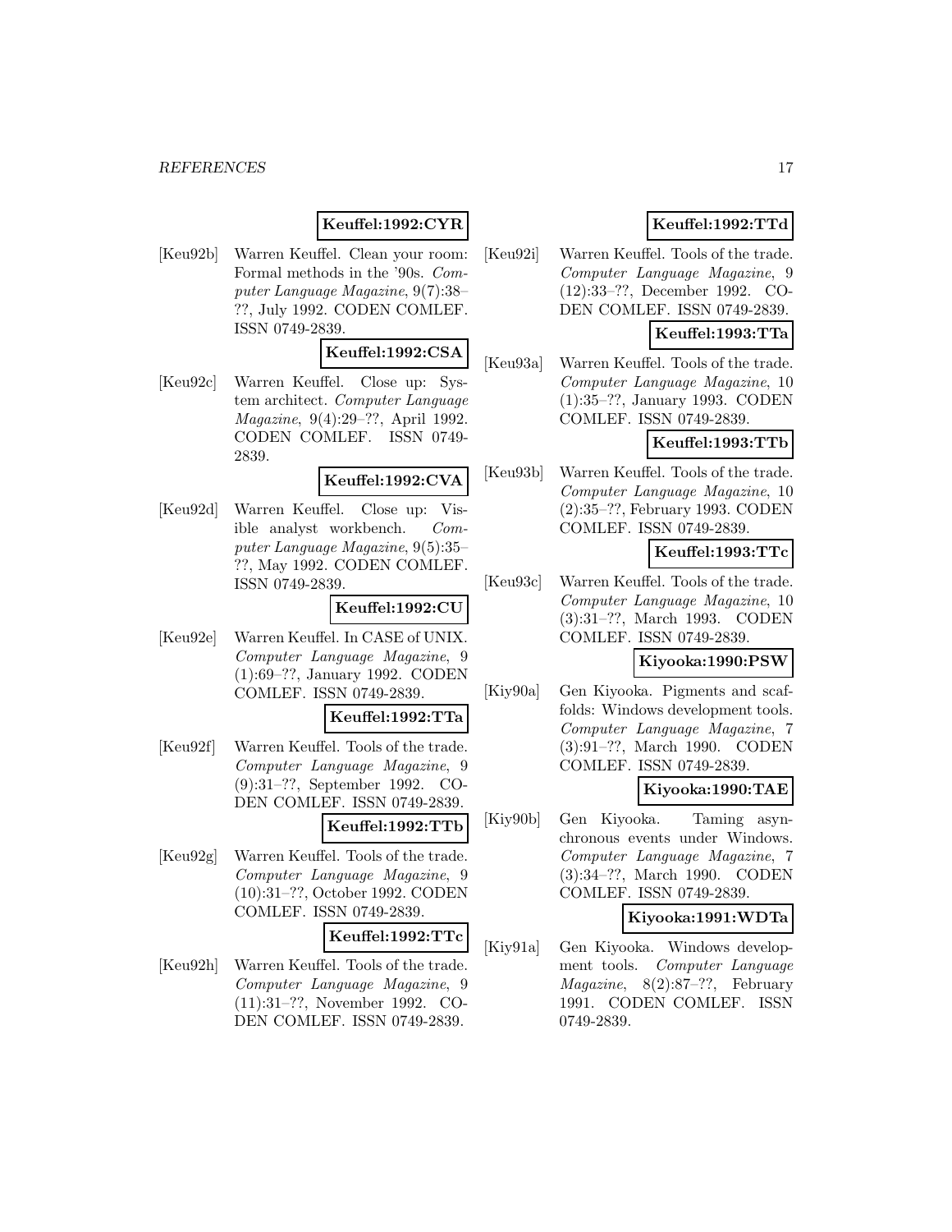**Keuffel:1992:CYR**

[Keu92b] Warren Keuffel. Clean your room: Formal methods in the '90s. *Computer Language Magazine*, 9(7):38–??, July 1992. CODEN COMLEF. ISSN 0749-2839.

**Keuffel:1992:CSA**

[Keu92c] Warren Keuffel. Close up: System architect. *Computer Language Magazine*, 9(4):29–??, April 1992. CODEN COMLEF. ISSN 0749-2839.

**Keuffel:1992:CVA**

[Keu92d] Warren Keuffel. Close up: Visible analyst workbench. *Computer Language Magazine*, 9(5):35–??, May 1992. CODEN COMLEF. ISSN 0749-2839.

**Keuffel:1992:CU**

[Keu92e] Warren Keuffel. In CASE of UNIX. *Computer Language Magazine*, 9 (1):69–??, January 1992. CODEN COMLEF. ISSN 0749-2839.

**Keuffel:1992:TTa**

[Keu92f] Warren Keuffel. Tools of the trade. *Computer Language Magazine*, 9 (9):31–??, September 1992. CODEN COMLEF. ISSN 0749-2839.

**Keuffel:1992:TTb**

[Keu92g] Warren Keuffel. Tools of the trade. *Computer Language Magazine*, 9 (10):31–??, October 1992. CODEN COMLEF. ISSN 0749-2839.

**Keuffel:1992:TTc**

[Keu92h] Warren Keuffel. Tools of the trade. *Computer Language Magazine*, 9 (11):31–??, November 1992. CODEN COMLEF. ISSN 0749-2839.

**Keuffel:1992:TTd**

[Keu92i] Warren Keuffel. Tools of the trade. *Computer Language Magazine*, 9 (12):33–??, December 1992. CODEN COMLEF. ISSN 0749-2839.

**Keuffel:1993:TTa**

[Keu93a] Warren Keuffel. Tools of the trade. *Computer Language Magazine*, 10 (1):35–??, January 1993. CODEN COMLEF. ISSN 0749-2839.

**Keuffel:1993:TTb**

[Keu93b] Warren Keuffel. Tools of the trade. *Computer Language Magazine*, 10 (2):35–??, February 1993. CODEN COMLEF. ISSN 0749-2839.

**Keuffel:1993:TTc**

[Keu93c] Warren Keuffel. Tools of the trade. *Computer Language Magazine*, 10 (3):31–??, March 1993. CODEN COMLEF. ISSN 0749-2839.

**Kiyooka:1990:PSW**

[Kiy90a] Gen Kiyooka. Pigments and scaffolds: Windows development tools. *Computer Language Magazine*, 7 (3):91–??, March 1990. CODEN COMLEF. ISSN 0749-2839.

**Kiyooka:1990:TAE**

[Kiy90b] Gen Kiyooka. Taming asynchronous events under Windows. *Computer Language Magazine*, 7 (3):34–??, March 1990. CODEN COMLEF. ISSN 0749-2839.

**Kiyooka:1991:WDTa**

[Kiy91a] Gen Kiyooka. Windows development tools. *Computer Language Magazine*, 8(2):87–??, February 1991. CODEN COMLEF. ISSN 0749-2839.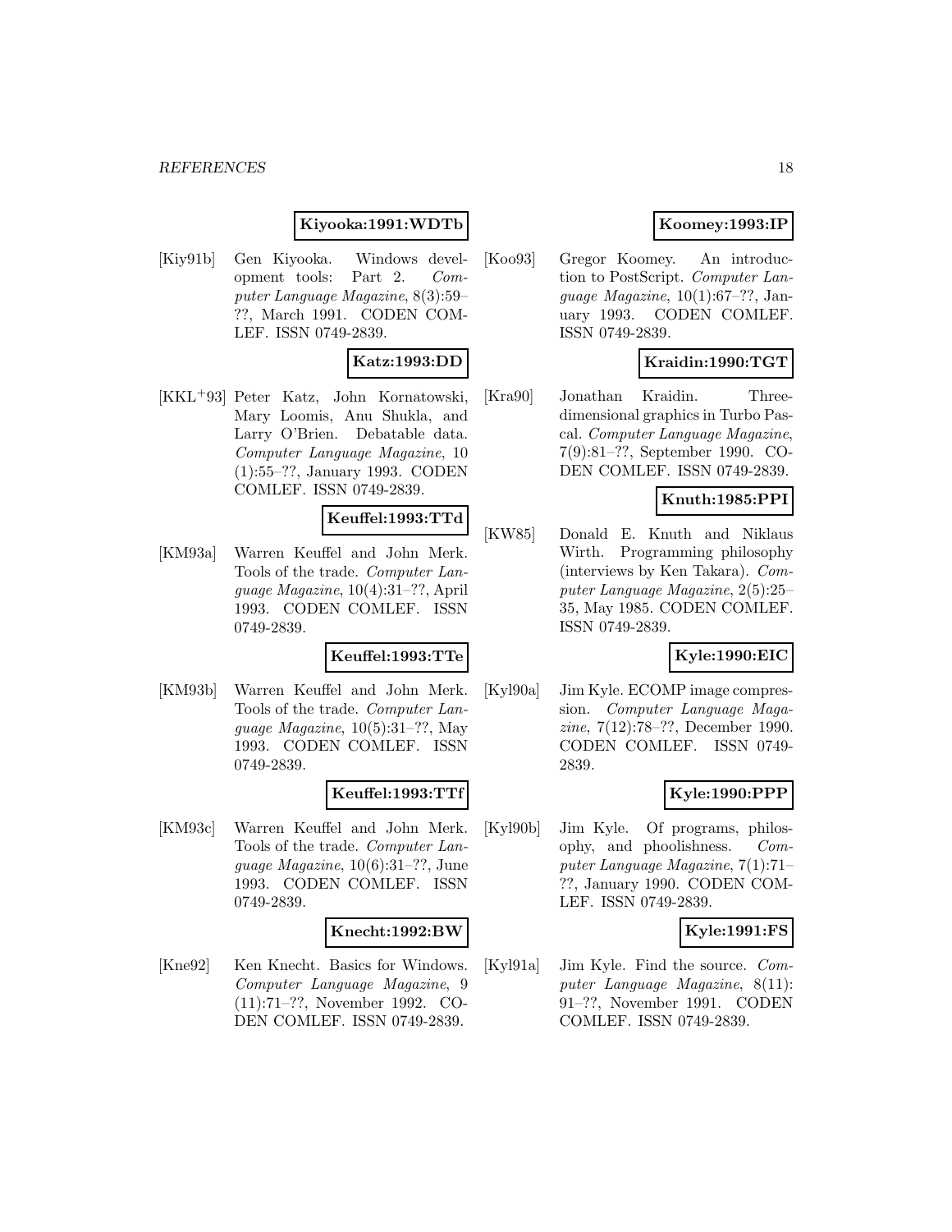**Kiyooka:1991:WDTb**

[Kiy91b] Gen Kiyooka. Windows development tools: Part 2. *Computer Language Magazine*, 8(3):59–??, March 1991. CODEN COMLEF. ISSN 0749-2839.

**Katz:1993:DD**

[KKL+93] Peter Katz, John Kornatowski, Mary Loomis, Anu Shukla, and Larry O'Brien. Debatable data. *Computer Language Magazine*, 10 (1):55–??, January 1993. CODEN COMLEF. ISSN 0749-2839.

**Keuffel:1993:TTd**

[KM93a] Warren Keuffel and John Merk. Tools of the trade. *Computer Language Magazine*, 10(4):31–??, April 1993. CODEN COMLEF. ISSN 0749-2839.

**Keuffel:1993:TTe**

[KM93b] Warren Keuffel and John Merk. Tools of the trade. *Computer Language Magazine*, 10(5):31–??, May 1993. CODEN COMLEF. ISSN 0749-2839.

**Keuffel:1993:TTf**

[KM93c] Warren Keuffel and John Merk. Tools of the trade. *Computer Language Magazine*, 10(6):31–??, June 1993. CODEN COMLEF. ISSN 0749-2839.

**Knecht:1992:BW**

[Kne92] Ken Knecht. Basics for Windows. *Computer Language Magazine*, 9 (11):71–??, November 1992. CODEN COMLEF. ISSN 0749-2839.

**Koomey:1993:IP**

[Koo93] Gregor Koomey. An introduction to PostScript. *Computer Language Magazine*, 10(1):67–??, January 1993. CODEN COMLEF. ISSN 0749-2839.

**Kraidin:1990:TGT**

[Kra90] Jonathan Kraidin. Three-dimensional graphics in Turbo Pascal. *Computer Language Magazine*, 7(9):81–??, September 1990. CODEN COMLEF. ISSN 0749-2839.

**Knuth:1985:PPI**

[KW85] Donald E. Knuth and Niklaus Wirth. Programming philosophy (interviews by Ken Takara). *Computer Language Magazine*, 2(5):25–35, May 1985. CODEN COMLEF. ISSN 0749-2839.

**Kyle:1990:EIC**

[Kyl90a] Jim Kyle. ECOMP image compression. *Computer Language Magazine*, 7(12):78–??, December 1990. CODEN COMLEF. ISSN 0749-2839.

**Kyle:1990:PPP**

[Kyl90b] Jim Kyle. Of programs, philosophy, and phoolishness. *Computer Language Magazine*, 7(1):71–??, January 1990. CODEN COMLEF. ISSN 0749-2839.

**Kyle:1991:FS**

[Kyl91a] Jim Kyle. Find the source. *Computer Language Magazine*, 8(11): 91–??, November 1991. CODEN COMLEF. ISSN 0749-2839.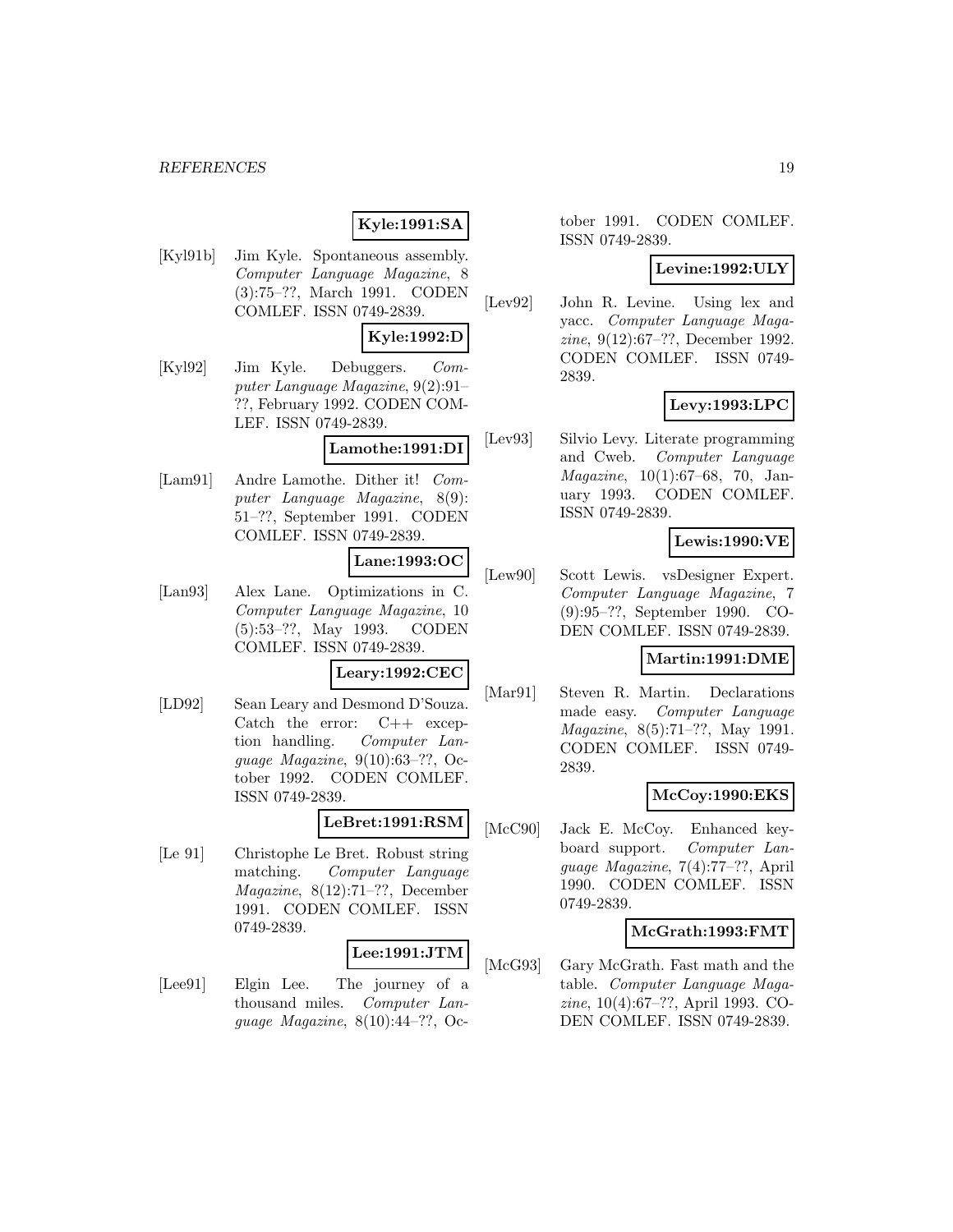**Kyle:1991:SA**

[Kyl91b] Jim Kyle. Spontaneous assembly. *Computer Language Magazine*, 8 (3):75–??, March 1991. CODEN COMLEF. ISSN 0749-2839.

**Kyle:1992:D**

[Kyl92] Jim Kyle. Debuggers. *Computer Language Magazine*, 9(2):91–??, February 1992. CODEN COMLEF. ISSN 0749-2839.

**Lamothe:1991:DI**

[Lam91] Andre Lamothe. Dither it! *Computer Language Magazine*, 8(9): 51–??, September 1991. CODEN COMLEF. ISSN 0749-2839.

**Lane:1993:OC**

[Lan93] Alex Lane. Optimizations in C. *Computer Language Magazine*, 10 (5):53–??, May 1993. CODEN COMLEF. ISSN 0749-2839.

**Leary:1992:CEC**

[LD92] Sean Leary and Desmond D'Souza. Catch the error: C++ exception handling. *Computer Language Magazine*, 9(10):63–??, October 1992. CODEN COMLEF. ISSN 0749-2839.

**LeBret:1991:RSM**

[Le 91] Christophe Le Bret. Robust string matching. *Computer Language Magazine*, 8(12):71–??, December 1991. CODEN COMLEF. ISSN 0749-2839.

**Lee:1991:JTM**

[Lee91] Elgin Lee. The journey of a thousand miles. *Computer Language Magazine*, 8(10):44–??, October 1991. CODEN COMLEF. ISSN 0749-2839.

**Levine:1992:ULY**

[Lev92] John R. Levine. Using lex and yacc. *Computer Language Magazine*, 9(12):67–??, December 1992. CODEN COMLEF. ISSN 0749-2839.

**Levy:1993:LPC**

[Lev93] Silvio Levy. Literate programming and Cweb. *Computer Language Magazine*, 10(1):67–68, 70, January 1993. CODEN COMLEF. ISSN 0749-2839.

**Lewis:1990:VE**

[Lew90] Scott Lewis. vsDesigner Expert. *Computer Language Magazine*, 7 (9):95–??, September 1990. CODEN COMLEF. ISSN 0749-2839.

**Martin:1991:DME**

[Mar91] Steven R. Martin. Declarations made easy. *Computer Language Magazine*, 8(5):71–??, May 1991. CODEN COMLEF. ISSN 0749-2839.

**McCoy:1990:EKS**

[McC90] Jack E. McCoy. Enhanced keyboard support. *Computer Language Magazine*, 7(4):77–??, April 1990. CODEN COMLEF. ISSN 0749-2839.

**McGrath:1993:FMT**

[McG93] Gary McGrath. Fast math and the table. *Computer Language Magazine*, 10(4):67–??, April 1993. CODEN COMLEF. ISSN 0749-2839.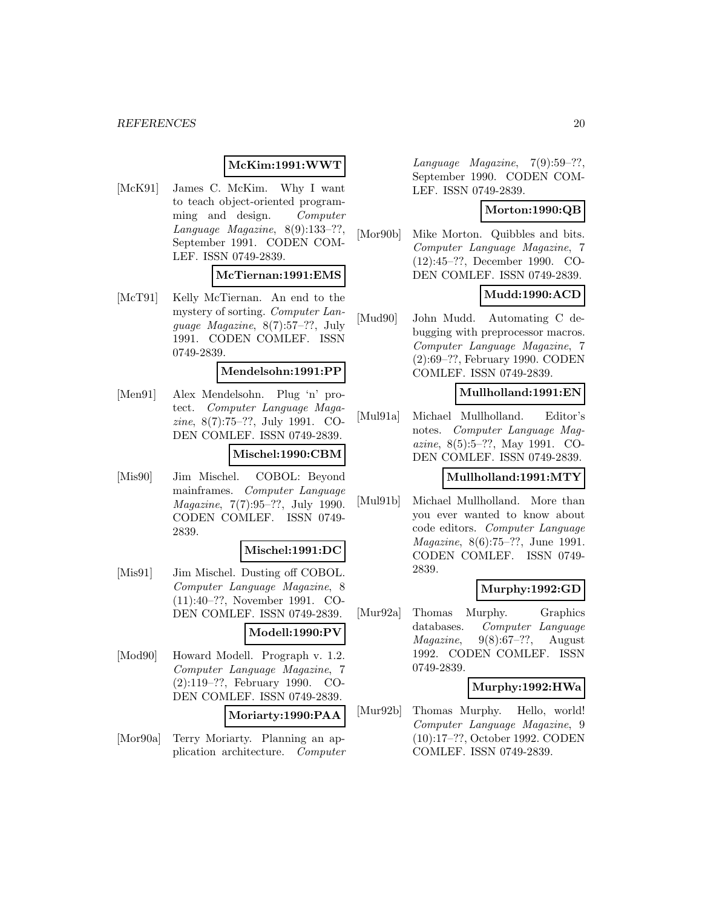**McKim:1991:WWT**

[McK91] James C. McKim. Why I want to teach object-oriented programming and design. *Computer Language Magazine*, 8(9):133–??, September 1991. CODEN COMLEF. ISSN 0749-2839.

**McTiernan:1991:EMS**

[McT91] Kelly McTiernan. An end to the mystery of sorting. *Computer Language Magazine*, 8(7):57–??, July 1991. CODEN COMLEF. ISSN 0749-2839.

**Mendelsohn:1991:PP**

[Men91] Alex Mendelsohn. Plug 'n' protect. *Computer Language Magazine*, 8(7):75–??, July 1991. CODEN COMLEF. ISSN 0749-2839.

**Mischel:1990:CBM**

[Mis90] Jim Mischel. COBOL: Beyond mainframes. *Computer Language Magazine*, 7(7):95–??, July 1990. CODEN COMLEF. ISSN 0749-2839.

**Mischel:1991:DC**

[Mis91] Jim Mischel. Dusting off COBOL. *Computer Language Magazine*, 8 (11):40–??, November 1991. CODEN COMLEF. ISSN 0749-2839.

**Modell:1990:PV**

[Mod90] Howard Modell. Prograph v. 1.2. *Computer Language Magazine*, 7 (2):119–??, February 1990. CODEN COMLEF. ISSN 0749-2839.

**Moriarty:1990:PAA**

[Mor90a] Terry Moriarty. Planning an application architecture. *Computer Language Magazine*, 7(9):59–??, September 1990. CODEN COMLEF. ISSN 0749-2839.

**Morton:1990:QB**

[Mor90b] Mike Morton. Quibbles and bits. *Computer Language Magazine*, 7 (12):45–??, December 1990. CODEN COMLEF. ISSN 0749-2839.

**Mudd:1990:ACD**

[Mud90] John Mudd. Automating C debugging with preprocessor macros. *Computer Language Magazine*, 7 (2):69–??, February 1990. CODEN COMLEF. ISSN 0749-2839.

**Mullholland:1991:EN**

[Mul91a] Michael Mullholland. Editor's notes. *Computer Language Magazine*, 8(5):5–??, May 1991. CODEN COMLEF. ISSN 0749-2839.

**Mullholland:1991:MTY**

[Mul91b] Michael Mullholland. More than you ever wanted to know about code editors. *Computer Language Magazine*, 8(6):75–??, June 1991. CODEN COMLEF. ISSN 0749-2839.

**Murphy:1992:GD**

[Mur92a] Thomas Murphy. Graphics databases. *Computer Language Magazine*, 9(8):67–??, August 1992. CODEN COMLEF. ISSN 0749-2839.

**Murphy:1992:HWa**

[Mur92b] Thomas Murphy. Hello, world! *Computer Language Magazine*, 9 (10):17–??, October 1992. CODEN COMLEF. ISSN 0749-2839.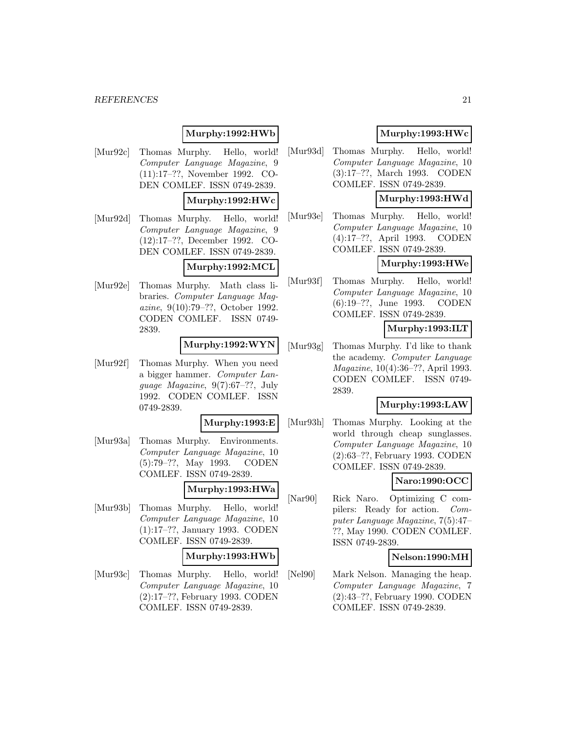**Murphy:1992:HWb**

[Mur92c] Thomas Murphy. Hello, world! *Computer Language Magazine*, 9 (11):17–??, November 1992. CODEN COMLEF. ISSN 0749-2839.

**Murphy:1992:HWc**

[Mur92d] Thomas Murphy. Hello, world! *Computer Language Magazine*, 9 (12):17–??, December 1992. CODEN COMLEF. ISSN 0749-2839.

**Murphy:1992:MCL**

[Mur92e] Thomas Murphy. Math class libraries. *Computer Language Magazine*, 9(10):79–??, October 1992. CODEN COMLEF. ISSN 0749-2839.

**Murphy:1992:WYN**

[Mur92f] Thomas Murphy. When you need a bigger hammer. *Computer Language Magazine*, 9(7):67–??, July 1992. CODEN COMLEF. ISSN 0749-2839.

**Murphy:1993:E**

[Mur93a] Thomas Murphy. Environments. *Computer Language Magazine*, 10 (5):79–??, May 1993. CODEN COMLEF. ISSN 0749-2839.

**Murphy:1993:HWa**

[Mur93b] Thomas Murphy. Hello, world! *Computer Language Magazine*, 10 (1):17–??, January 1993. CODEN COMLEF. ISSN 0749-2839.

**Murphy:1993:HWb**

[Mur93c] Thomas Murphy. Hello, world! *Computer Language Magazine*, 10 (2):17–??, February 1993. CODEN COMLEF. ISSN 0749-2839.

**Murphy:1993:HWc**

[Mur93d] Thomas Murphy. Hello, world! *Computer Language Magazine*, 10 (3):17–??, March 1993. CODEN COMLEF. ISSN 0749-2839.

**Murphy:1993:HWd**

[Mur93e] Thomas Murphy. Hello, world! *Computer Language Magazine*, 10 (4):17–??, April 1993. CODEN COMLEF. ISSN 0749-2839.

**Murphy:1993:HWe**

[Mur93f] Thomas Murphy. Hello, world! *Computer Language Magazine*, 10 (6):19–??, June 1993. CODEN COMLEF. ISSN 0749-2839.

**Murphy:1993:ILT**

[Mur93g] Thomas Murphy. I'd like to thank the academy. *Computer Language Magazine*, 10(4):36–??, April 1993. CODEN COMLEF. ISSN 0749-2839.

**Murphy:1993:LAW**

[Mur93h] Thomas Murphy. Looking at the world through cheap sunglasses. *Computer Language Magazine*, 10 (2):63–??, February 1993. CODEN COMLEF. ISSN 0749-2839.

**Naro:1990:OCC**

[Nar90] Rick Naro. Optimizing C compilers: Ready for action. *Computer Language Magazine*, 7(5):47–??, May 1990. CODEN COMLEF. ISSN 0749-2839.

**Nelson:1990:MH**

[Nel90] Mark Nelson. Managing the heap. *Computer Language Magazine*, 7 (2):43–??, February 1990. CODEN COMLEF. ISSN 0749-2839.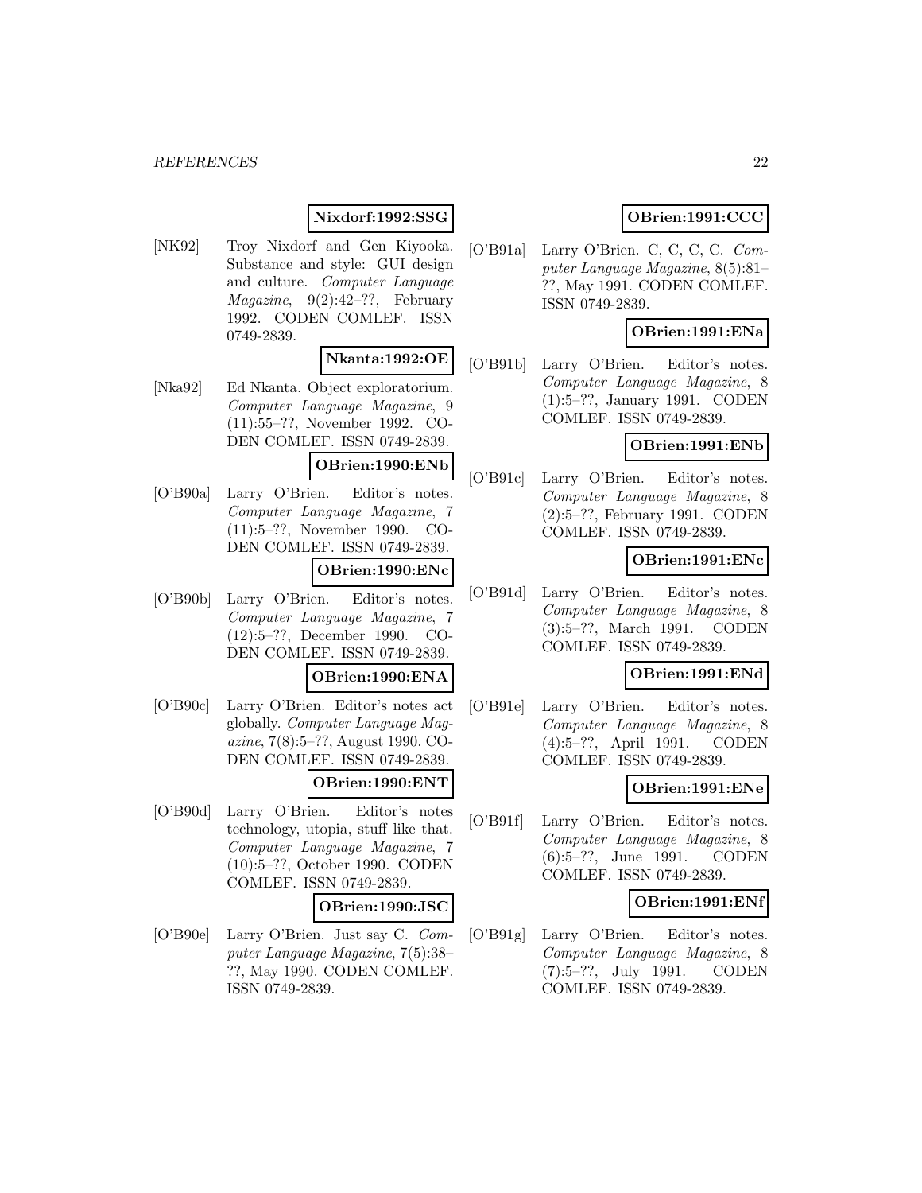**Nixdorf:1992:SSG**

[NK92] Troy Nixdorf and Gen Kiyooka. Substance and style: GUI design and culture. *Computer Language Magazine*, 9(2):42–??, February 1992. CODEN COMLEF. ISSN 0749-2839.

**Nkanta:1992:OE**

[Nka92] Ed Nkanta. Object exploratorium. *Computer Language Magazine*, 9 (11):55–??, November 1992. CODEN COMLEF. ISSN 0749-2839.

**OBrien:1990:ENb**

[O'B90a] Larry O'Brien. Editor's notes. *Computer Language Magazine*, 7 (11):5–??, November 1990. CODEN COMLEF. ISSN 0749-2839.

**OBrien:1990:ENc**

[O'B90b] Larry O'Brien. Editor's notes. *Computer Language Magazine*, 7 (12):5–??, December 1990. CODEN COMLEF. ISSN 0749-2839.

**OBrien:1990:ENA**

[O'B90c] Larry O'Brien. Editor's notes act globally. *Computer Language Magazine*, 7(8):5–??, August 1990. CODEN COMLEF. ISSN 0749-2839.

**OBrien:1990:ENT**

[O'B90d] Larry O'Brien. Editor's notes technology, utopia, stuff like that. *Computer Language Magazine*, 7 (10):5–??, October 1990. CODEN COMLEF. ISSN 0749-2839.

**OBrien:1990:JSC**

[O'B90e] Larry O'Brien. Just say C. *Computer Language Magazine*, 7(5):38–??, May 1990. CODEN COMLEF. ISSN 0749-2839.

**OBrien:1991:CCC**

[O'B91a] Larry O'Brien. C, C, C, C. *Computer Language Magazine*, 8(5):81–??, May 1991. CODEN COMLEF. ISSN 0749-2839.

**OBrien:1991:ENa**

[O'B91b] Larry O'Brien. Editor's notes. *Computer Language Magazine*, 8 (1):5–??, January 1991. CODEN COMLEF. ISSN 0749-2839.

**OBrien:1991:ENb**

[O'B91c] Larry O'Brien. Editor's notes. *Computer Language Magazine*, 8 (2):5–??, February 1991. CODEN COMLEF. ISSN 0749-2839.

**OBrien:1991:ENc**

[O'B91d] Larry O'Brien. Editor's notes. *Computer Language Magazine*, 8 (3):5–??, March 1991. CODEN COMLEF. ISSN 0749-2839.

**OBrien:1991:ENd**

[O'B91e] Larry O'Brien. Editor's notes. *Computer Language Magazine*, 8 (4):5–??, April 1991. CODEN COMLEF. ISSN 0749-2839.

**OBrien:1991:ENe**

[O'B91f] Larry O'Brien. Editor's notes. *Computer Language Magazine*, 8 (6):5–??, June 1991. CODEN COMLEF. ISSN 0749-2839.

**OBrien:1991:ENf**

[O'B91g] Larry O'Brien. Editor's notes. *Computer Language Magazine*, 8 (7):5–??, July 1991. CODEN COMLEF. ISSN 0749-2839.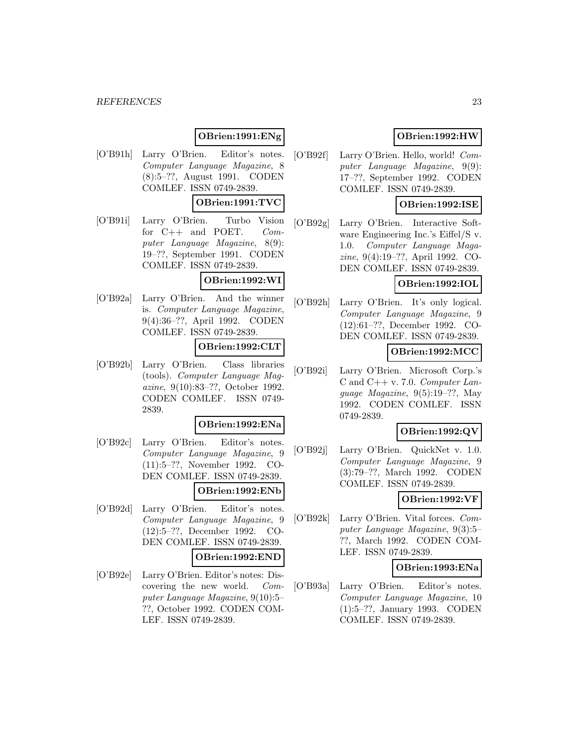**OBrien:1991:ENg**

[O'B91h] Larry O'Brien. Editor's notes. *Computer Language Magazine*, 8 (8):5–??, August 1991. CODEN COMLEF. ISSN 0749-2839.

**OBrien:1991:TVC**

[O'B91i] Larry O'Brien. Turbo Vision for C++ and POET. *Computer Language Magazine*, 8(9): 19–??, September 1991. CODEN COMLEF. ISSN 0749-2839.

**OBrien:1992:WI**

[O'B92a] Larry O'Brien. And the winner is. *Computer Language Magazine*, 9(4):36–??, April 1992. CODEN COMLEF. ISSN 0749-2839.

**OBrien:1992:CLT**

[O'B92b] Larry O'Brien. Class libraries (tools). *Computer Language Magazine*, 9(10):83–??, October 1992. CODEN COMLEF. ISSN 0749-2839.

**OBrien:1992:ENa**

[O'B92c] Larry O'Brien. Editor's notes. *Computer Language Magazine*, 9 (11):5–??, November 1992. CODEN COMLEF. ISSN 0749-2839.

**OBrien:1992:ENb**

[O'B92d] Larry O'Brien. Editor's notes. *Computer Language Magazine*, 9 (12):5–??, December 1992. CODEN COMLEF. ISSN 0749-2839.

**OBrien:1992:END**

[O'B92e] Larry O'Brien. Editor's notes: Discovering the new world. *Computer Language Magazine*, 9(10):5–??, October 1992. CODEN COMLEF. ISSN 0749-2839.

**OBrien:1992:HW**

[O'B92f] Larry O'Brien. Hello, world! *Computer Language Magazine*, 9(9): 17–??, September 1992. CODEN COMLEF. ISSN 0749-2839.

**OBrien:1992:ISE**

[O'B92g] Larry O'Brien. Interactive Software Engineering Inc.'s Eiffel/S v. 1.0. *Computer Language Magazine*, 9(4):19–??, April 1992. CODEN COMLEF. ISSN 0749-2839.

**OBrien:1992:IOL**

[O'B92h] Larry O'Brien. It's only logical. *Computer Language Magazine*, 9 (12):61–??, December 1992. CODEN COMLEF. ISSN 0749-2839.

**OBrien:1992:MCC**

[O'B92i] Larry O'Brien. Microsoft Corp.'s C and C++ v. 7.0. *Computer Language Magazine*, 9(5):19–??, May 1992. CODEN COMLEF. ISSN 0749-2839.

**OBrien:1992:QV**

[O'B92j] Larry O'Brien. QuickNet v. 1.0. *Computer Language Magazine*, 9 (3):79–??, March 1992. CODEN COMLEF. ISSN 0749-2839.

**OBrien:1992:VF**

[O'B92k] Larry O'Brien. Vital forces. *Computer Language Magazine*, 9(3):5–??, March 1992. CODEN COMLEF. ISSN 0749-2839.

**OBrien:1993:ENa**

[O'B93a] Larry O'Brien. Editor's notes. *Computer Language Magazine*, 10 (1):5–??, January 1993. CODEN COMLEF. ISSN 0749-2839.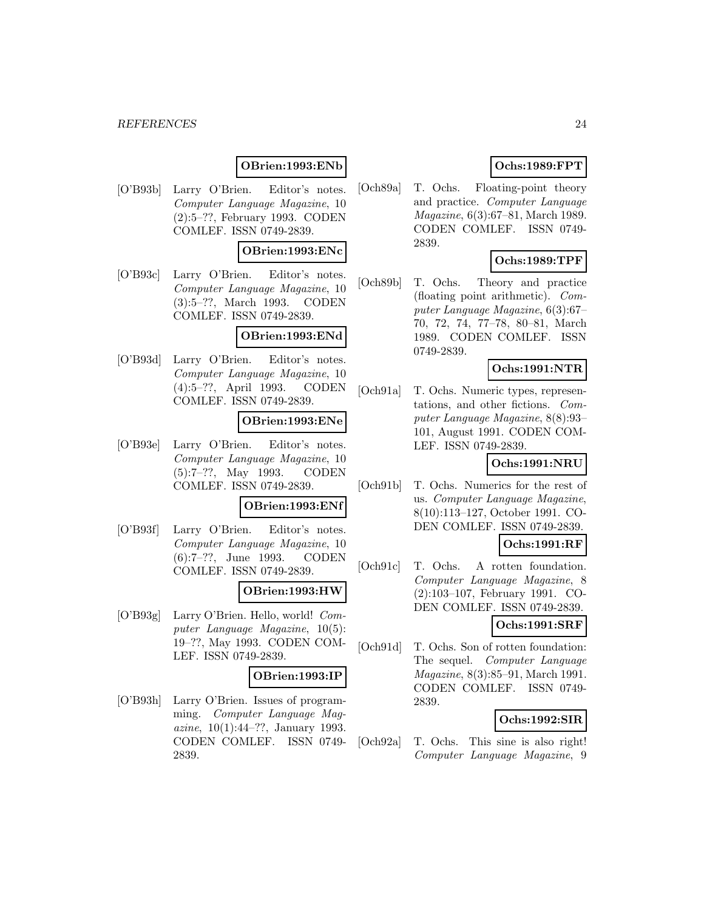**OBrien:1993:ENb**

[O'B93b] Larry O'Brien. Editor's notes. *Computer Language Magazine*, 10 (2):5–??, February 1993. CODEN COMLEF. ISSN 0749-2839.

**OBrien:1993:ENc**

[O'B93c] Larry O'Brien. Editor's notes. *Computer Language Magazine*, 10 (3):5–??, March 1993. CODEN COMLEF. ISSN 0749-2839.

**OBrien:1993:ENd**

[O'B93d] Larry O'Brien. Editor's notes. *Computer Language Magazine*, 10 (4):5–??, April 1993. CODEN COMLEF. ISSN 0749-2839.

**OBrien:1993:ENe**

[O'B93e] Larry O'Brien. Editor's notes. *Computer Language Magazine*, 10 (5):7–??, May 1993. CODEN COMLEF. ISSN 0749-2839.

**OBrien:1993:ENf**

[O'B93f] Larry O'Brien. Editor's notes. *Computer Language Magazine*, 10 (6):7–??, June 1993. CODEN COMLEF. ISSN 0749-2839.

**OBrien:1993:HW**

[O'B93g] Larry O'Brien. Hello, world! *Computer Language Magazine*, 10(5): 19–??, May 1993. CODEN COMLEF. ISSN 0749-2839.

**OBrien:1993:IP**

[O'B93h] Larry O'Brien. Issues of programming. *Computer Language Magazine*, 10(1):44–??, January 1993. CODEN COMLEF. ISSN 0749-2839.

**Ochs:1989:FPT**

[Och89a] T. Ochs. Floating-point theory and practice. *Computer Language Magazine*, 6(3):67–81, March 1989. CODEN COMLEF. ISSN 0749-2839.

**Ochs:1989:TPF**

[Och89b] T. Ochs. Theory and practice (floating point arithmetic). *Computer Language Magazine*, 6(3):67–70, 72, 74, 77–78, 80–81, March 1989. CODEN COMLEF. ISSN 0749-2839.

**Ochs:1991:NTR**

[Och91a] T. Ochs. Numeric types, representations, and other fictions. *Computer Language Magazine*, 8(8):93–101, August 1991. CODEN COMLEF. ISSN 0749-2839.

**Ochs:1991:NRU**

[Och91b] T. Ochs. Numerics for the rest of us. *Computer Language Magazine*, 8(10):113–127, October 1991. CODEN COMLEF. ISSN 0749-2839.

**Ochs:1991:RF**

[Och91c] T. Ochs. A rotten foundation. *Computer Language Magazine*, 8 (2):103–107, February 1991. CODEN COMLEF. ISSN 0749-2839.

**Ochs:1991:SRF**

[Och91d] T. Ochs. Son of rotten foundation: The sequel. *Computer Language Magazine*, 8(3):85–91, March 1991. CODEN COMLEF. ISSN 0749-2839.

**Ochs:1992:SIR**

[Och92a] T. Ochs. This sine is also right! *Computer Language Magazine*, 9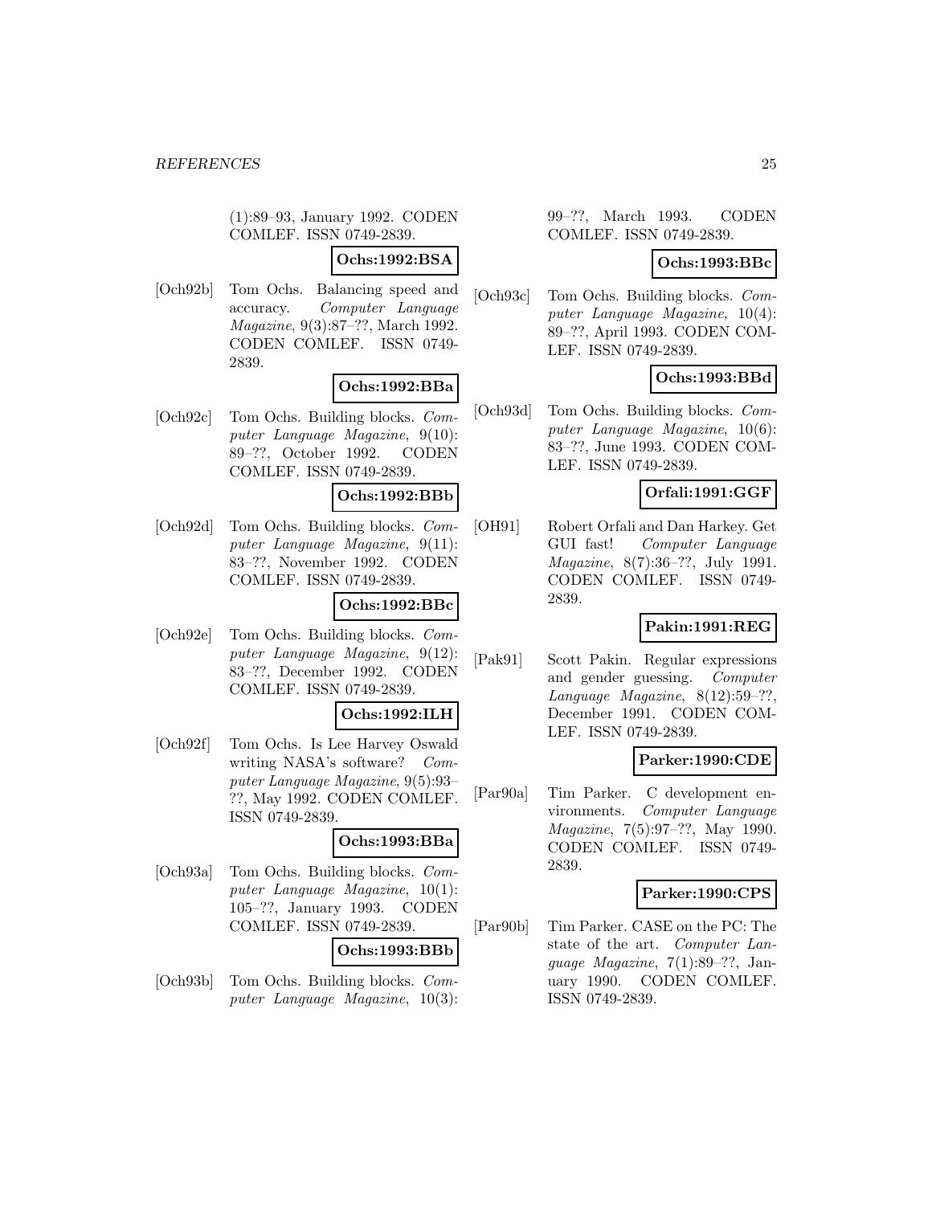(1):89–93, January 1992. CODEN COMLEF. ISSN 0749-2839.

**Ochs:1992:BSA**

[Och92b] Tom Ochs. Balancing speed and accuracy. *Computer Language Magazine*, 9(3):87–??, March 1992. CODEN COMLEF. ISSN 0749-2839.

**Ochs:1992:BBa**

[Och92c] Tom Ochs. Building blocks. *Computer Language Magazine*, 9(10): 89–??, October 1992. CODEN COMLEF. ISSN 0749-2839.

**Ochs:1992:BBb**

[Och92d] Tom Ochs. Building blocks. *Computer Language Magazine*, 9(11): 83–??, November 1992. CODEN COMLEF. ISSN 0749-2839.

**Ochs:1992:BBc**

[Och92e] Tom Ochs. Building blocks. *Computer Language Magazine*, 9(12): 83–??, December 1992. CODEN COMLEF. ISSN 0749-2839.

**Ochs:1992:ILH**

[Och92f] Tom Ochs. Is Lee Harvey Oswald writing NASA's software? *Computer Language Magazine*, 9(5):93–??, May 1992. CODEN COMLEF. ISSN 0749-2839.

**Ochs:1993:BBa**

[Och93a] Tom Ochs. Building blocks. *Computer Language Magazine*, 10(1): 105–??, January 1993. CODEN COMLEF. ISSN 0749-2839.

**Ochs:1993:BBb**

[Och93b] Tom Ochs. Building blocks. *Computer Language Magazine*, 10(3): 99–??, March 1993. CODEN COMLEF. ISSN 0749-2839.

**Ochs:1993:BBc**

[Och93c] Tom Ochs. Building blocks. *Computer Language Magazine*, 10(4): 89–??, April 1993. CODEN COMLEF. ISSN 0749-2839.

**Ochs:1993:BBd**

[Och93d] Tom Ochs. Building blocks. *Computer Language Magazine*, 10(6): 83–??, June 1993. CODEN COMLEF. ISSN 0749-2839.

**Orfali:1991:GGF**

[OH91] Robert Orfali and Dan Harkey. Get GUI fast! *Computer Language Magazine*, 8(7):36–??, July 1991. CODEN COMLEF. ISSN 0749-2839.

**Pakin:1991:REG**

[Pak91] Scott Pakin. Regular expressions and gender guessing. *Computer Language Magazine*, 8(12):59–??, December 1991. CODEN COMLEF. ISSN 0749-2839.

**Parker:1990:CDE**

[Par90a] Tim Parker. C development environments. *Computer Language Magazine*, 7(5):97–??, May 1990. CODEN COMLEF. ISSN 0749-2839.

**Parker:1990:CPS**

[Par90b] Tim Parker. CASE on the PC: The state of the art. *Computer Language Magazine*, 7(1):89–??, January 1990. CODEN COMLEF. ISSN 0749-2839.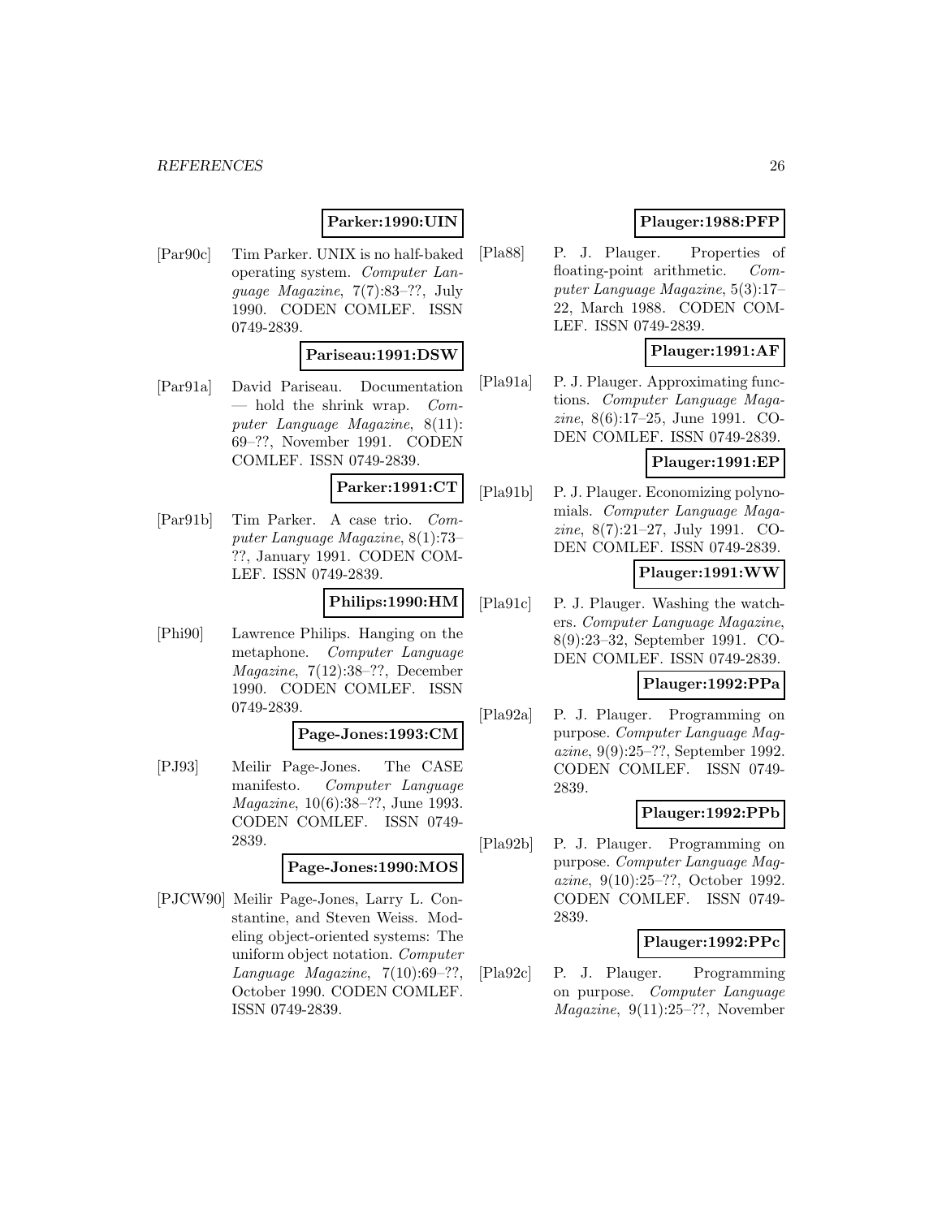**Parker:1990:UIN**

[Par90c] Tim Parker. UNIX is no half-baked operating system. *Computer Language Magazine*, 7(7):83–??, July 1990. CODEN COMLEF. ISSN 0749-2839.

**Pariseau:1991:DSW**

[Par91a] David Pariseau. Documentation — hold the shrink wrap. *Computer Language Magazine*, 8(11): 69–??, November 1991. CODEN COMLEF. ISSN 0749-2839.

**Parker:1991:CT**

[Par91b] Tim Parker. A case trio. *Computer Language Magazine*, 8(1):73–??, January 1991. CODEN COMLEF. ISSN 0749-2839.

**Philips:1990:HM**

[Phi90] Lawrence Philips. Hanging on the metaphone. *Computer Language Magazine*, 7(12):38–??, December 1990. CODEN COMLEF. ISSN 0749-2839.

**Page-Jones:1993:CM**

[PJ93] Meilir Page-Jones. The CASE manifesto. *Computer Language Magazine*, 10(6):38–??, June 1993. CODEN COMLEF. ISSN 0749-2839.

**Page-Jones:1990:MOS**

[PJCW90] Meilir Page-Jones, Larry L. Constantine, and Steven Weiss. Modeling object-oriented systems: The uniform object notation. *Computer Language Magazine*, 7(10):69–??, October 1990. CODEN COMLEF. ISSN 0749-2839.

**Plauger:1988:PFP**

[Pla88] P. J. Plauger. Properties of floating-point arithmetic. *Computer Language Magazine*, 5(3):17–22, March 1988. CODEN COMLEF. ISSN 0749-2839.

**Plauger:1991:AF**

[Pla91a] P. J. Plauger. Approximating functions. *Computer Language Magazine*, 8(6):17–25, June 1991. CODEN COMLEF. ISSN 0749-2839.

**Plauger:1991:EP**

[Pla91b] P. J. Plauger. Economizing polynomials. *Computer Language Magazine*, 8(7):21–27, July 1991. CODEN COMLEF. ISSN 0749-2839.

**Plauger:1991:WW**

[Pla91c] P. J. Plauger. Washing the watchers. *Computer Language Magazine*, 8(9):23–32, September 1991. CODEN COMLEF. ISSN 0749-2839.

**Plauger:1992:PPa**

[Pla92a] P. J. Plauger. Programming on purpose. *Computer Language Magazine*, 9(9):25–??, September 1992. CODEN COMLEF. ISSN 0749-2839.

**Plauger:1992:PPb**

[Pla92b] P. J. Plauger. Programming on purpose. *Computer Language Magazine*, 9(10):25–??, October 1992. CODEN COMLEF. ISSN 0749-2839.

**Plauger:1992:PPc**

[Pla92c] P. J. Plauger. Programming on purpose. *Computer Language Magazine*, 9(11):25–??, November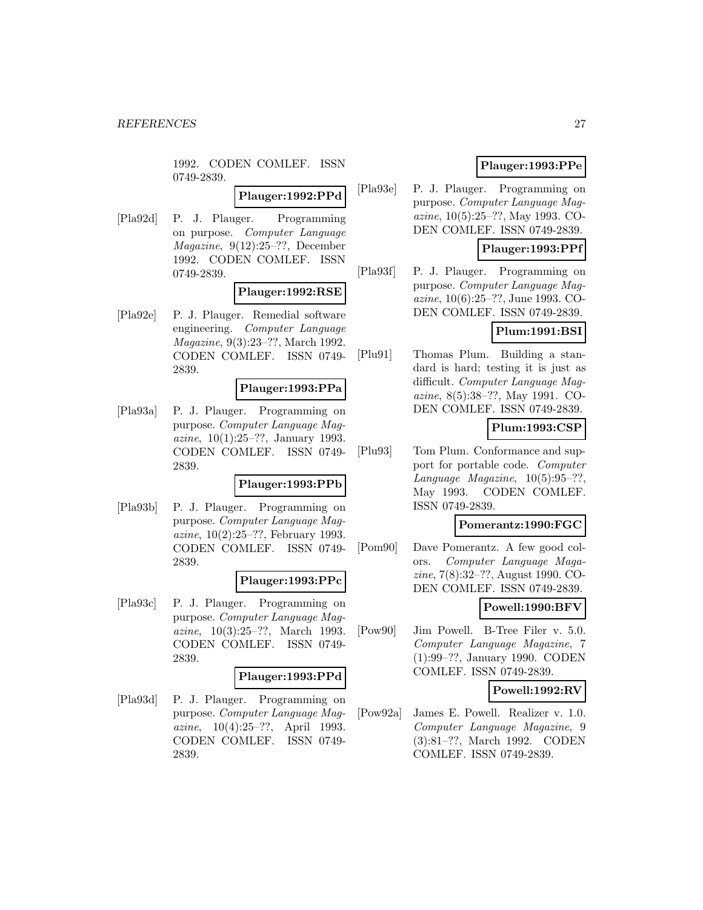1992. CODEN COMLEF. ISSN 0749-2839.

**Plauger:1992:PPd**

[Pla92d] P. J. Plauger. Programming on purpose. *Computer Language Magazine*, 9(12):25–??, December 1992. CODEN COMLEF. ISSN 0749-2839.

**Plauger:1992:RSE**

[Pla92e] P. J. Plauger. Remedial software engineering. *Computer Language Magazine*, 9(3):23–??, March 1992. CODEN COMLEF. ISSN 0749-2839.

**Plauger:1993:PPa**

[Pla93a] P. J. Plauger. Programming on purpose. *Computer Language Magazine*, 10(1):25–??, January 1993. CODEN COMLEF. ISSN 0749-2839.

**Plauger:1993:PPb**

[Pla93b] P. J. Plauger. Programming on purpose. *Computer Language Magazine*, 10(2):25–??, February 1993. CODEN COMLEF. ISSN 0749-2839.

**Plauger:1993:PPc**

[Pla93c] P. J. Plauger. Programming on purpose. *Computer Language Magazine*, 10(3):25–??, March 1993. CODEN COMLEF. ISSN 0749-2839.

**Plauger:1993:PPd**

[Pla93d] P. J. Plauger. Programming on purpose. *Computer Language Magazine*, 10(4):25–??, April 1993. CODEN COMLEF. ISSN 0749-2839.

**Plauger:1993:PPe**

[Pla93e] P. J. Plauger. Programming on purpose. *Computer Language Magazine*, 10(5):25–??, May 1993. CODEN COMLEF. ISSN 0749-2839.

**Plauger:1993:PPf**

[Pla93f] P. J. Plauger. Programming on purpose. *Computer Language Magazine*, 10(6):25–??, June 1993. CODEN COMLEF. ISSN 0749-2839.

**Plum:1991:BSI**

[Plu91] Thomas Plum. Building a standard is hard; testing it is just as difficult. *Computer Language Magazine*, 8(5):38–??, May 1991. CODEN COMLEF. ISSN 0749-2839.

**Plum:1993:CSP**

[Plu93] Tom Plum. Conformance and support for portable code. *Computer Language Magazine*, 10(5):95–??, May 1993. CODEN COMLEF. ISSN 0749-2839.

**Pomerantz:1990:FGC**

[Pom90] Dave Pomerantz. A few good colors. *Computer Language Magazine*, 7(8):32–??, August 1990. CODEN COMLEF. ISSN 0749-2839.

**Powell:1990:BFV**

[Pow90] Jim Powell. B-Tree Filer v. 5.0. *Computer Language Magazine*, 7 (1):99–??, January 1990. CODEN COMLEF. ISSN 0749-2839.

**Powell:1992:RV**

[Pow92a] James E. Powell. Realizer v. 1.0. *Computer Language Magazine*, 9 (3):81–??, March 1992. CODEN COMLEF. ISSN 0749-2839.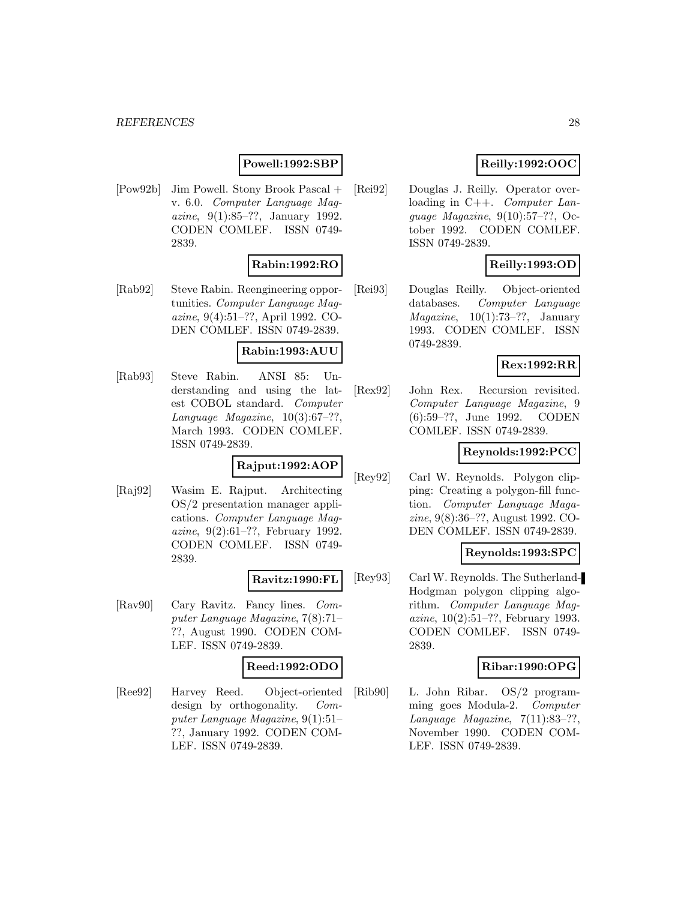**Powell:1992:SBP**

[Pow92b] Jim Powell. Stony Brook Pascal + v. 6.0. *Computer Language Magazine*, 9(1):85–??, January 1992. CODEN COMLEF. ISSN 0749-2839.

**Rabin:1992:RO**

[Rab92] Steve Rabin. Reengineering opportunities. *Computer Language Magazine*, 9(4):51–??, April 1992. CODEN COMLEF. ISSN 0749-2839.

**Rabin:1993:AUU**

[Rab93] Steve Rabin. ANSI 85: Understanding and using the latest COBOL standard. *Computer Language Magazine*, 10(3):67–??, March 1993. CODEN COMLEF. ISSN 0749-2839.

**Rajput:1992:AOP**

[Raj92] Wasim E. Rajput. Architecting OS/2 presentation manager applications. *Computer Language Magazine*, 9(2):61–??, February 1992. CODEN COMLEF. ISSN 0749-2839.

**Ravitz:1990:FL**

[Rav90] Cary Ravitz. Fancy lines. *Computer Language Magazine*, 7(8):71–??, August 1990. CODEN COMLEF. ISSN 0749-2839.

**Reed:1992:ODO**

[Ree92] Harvey Reed. Object-oriented design by orthogonality. *Computer Language Magazine*, 9(1):51–??, January 1992. CODEN COMLEF. ISSN 0749-2839.

**Reilly:1992:OOC**

[Rei92] Douglas J. Reilly. Operator overloading in C++. *Computer Language Magazine*, 9(10):57–??, October 1992. CODEN COMLEF. ISSN 0749-2839.

**Reilly:1993:OD**

[Rei93] Douglas Reilly. Object-oriented databases. *Computer Language Magazine*, 10(1):73–??, January 1993. CODEN COMLEF. ISSN 0749-2839.

**Rex:1992:RR**

[Rex92] John Rex. Recursion revisited. *Computer Language Magazine*, 9 (6):59–??, June 1992. CODEN COMLEF. ISSN 0749-2839.

**Reynolds:1992:PCC**

[Rey92] Carl W. Reynolds. Polygon clipping: Creating a polygon-fill function. *Computer Language Magazine*, 9(8):36–??, August 1992. CODEN COMLEF. ISSN 0749-2839.

**Reynolds:1993:SPC**

[Rey93] Carl W. Reynolds. The Sutherland-Hodgman polygon clipping algorithm. *Computer Language Magazine*, 10(2):51–??, February 1993. CODEN COMLEF. ISSN 0749-2839.

**Ribar:1990:OPG**

[Rib90] L. John Ribar. OS/2 programming goes Modula-2. *Computer Language Magazine*, 7(11):83–??, November 1990. CODEN COMLEF. ISSN 0749-2839.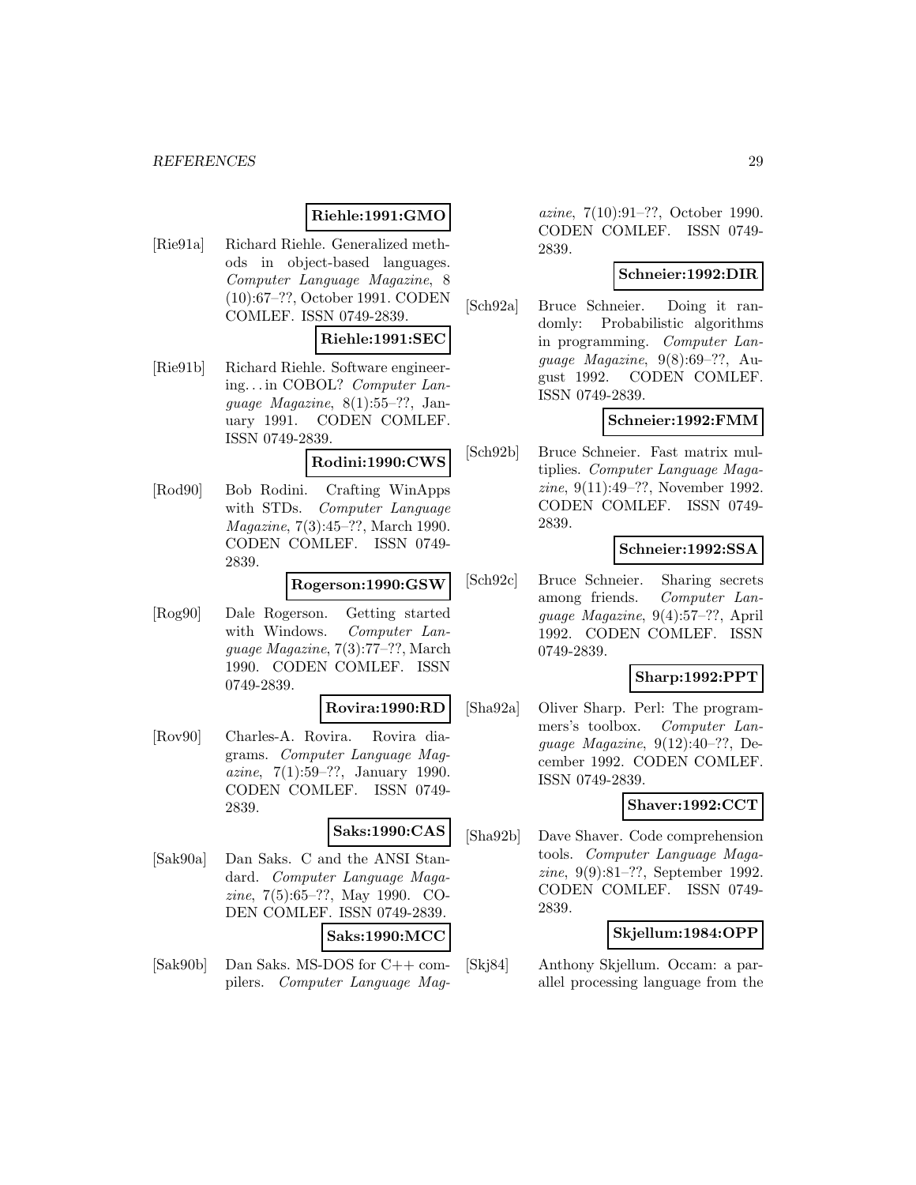**Riehle:1991:GMO**

[Rie91a] Richard Riehle. Generalized methods in object-based languages. *Computer Language Magazine*, 8 (10):67–??, October 1991. CODEN COMLEF. ISSN 0749-2839.

**Riehle:1991:SEC**

[Rie91b] Richard Riehle. Software engineering... in COBOL? *Computer Language Magazine*, 8(1):55–??, January 1991. CODEN COMLEF. ISSN 0749-2839.

**Rodini:1990:CWS**

[Rod90] Bob Rodini. Crafting WinApps with STDs. *Computer Language Magazine*, 7(3):45–??, March 1990. CODEN COMLEF. ISSN 0749-2839.

**Rogerson:1990:GSW**

[Rog90] Dale Rogerson. Getting started with Windows. *Computer Language Magazine*, 7(3):77–??, March 1990. CODEN COMLEF. ISSN 0749-2839.

**Rovira:1990:RD**

[Rov90] Charles-A. Rovira. Rovira diagrams. *Computer Language Magazine*, 7(1):59–??, January 1990. CODEN COMLEF. ISSN 0749-2839.

**Saks:1990:CAS**

[Sak90a] Dan Saks. C and the ANSI Standard. *Computer Language Magazine*, 7(5):65–??, May 1990. CODEN COMLEF. ISSN 0749-2839.

**Saks:1990:MCC**

[Sak90b] Dan Saks. MS-DOS for C++ compilers. *Computer Language Magazine*, 7(10):91–??, October 1990. CODEN COMLEF. ISSN 0749-2839.

**Schneier:1992:DIR**

[Sch92a] Bruce Schneier. Doing it randomly: Probabilistic algorithms in programming. *Computer Language Magazine*, 9(8):69–??, August 1992. CODEN COMLEF. ISSN 0749-2839.

**Schneier:1992:FMM**

[Sch92b] Bruce Schneier. Fast matrix multiplies. *Computer Language Magazine*, 9(11):49–??, November 1992. CODEN COMLEF. ISSN 0749-2839.

**Schneier:1992:SSA**

[Sch92c] Bruce Schneier. Sharing secrets among friends. *Computer Language Magazine*, 9(4):57–??, April 1992. CODEN COMLEF. ISSN 0749-2839.

**Sharp:1992:PPT**

[Sha92a] Oliver Sharp. Perl: The programmers's toolbox. *Computer Language Magazine*, 9(12):40–??, December 1992. CODEN COMLEF. ISSN 0749-2839.

**Shaver:1992:CCT**

[Sha92b] Dave Shaver. Code comprehension tools. *Computer Language Magazine*, 9(9):81–??, September 1992. CODEN COMLEF. ISSN 0749-2839.

**Skjellum:1984:OPP**

[Skj84] Anthony Skjellum. Occam: a parallel processing language from the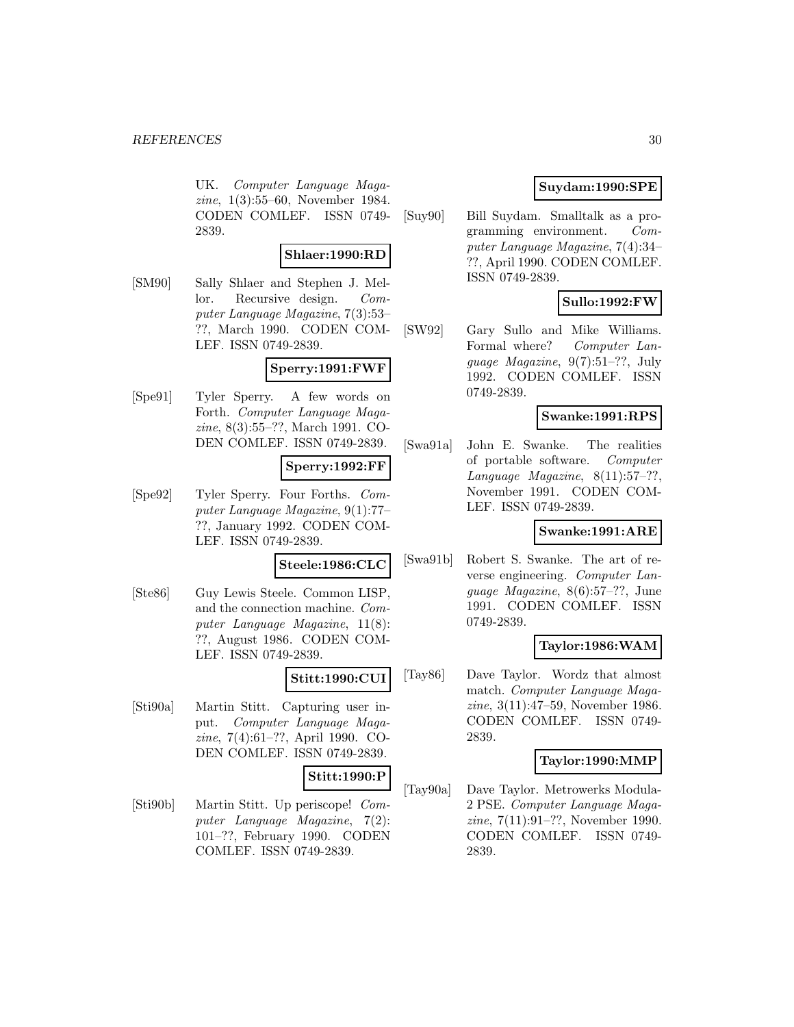UK. *Computer Language Magazine*, 1(3):55–60, November 1984. CODEN COMLEF. ISSN 0749-2839.

**Shlaer:1990:RD**

[SM90] Sally Shlaer and Stephen J. Mellor. Recursive design. *Computer Language Magazine*, 7(3):53–??, March 1990. CODEN COMLEF. ISSN 0749-2839.

**Sperry:1991:FWF**

[Spe91] Tyler Sperry. A few words on Forth. *Computer Language Magazine*, 8(3):55–??, March 1991. CODEN COMLEF. ISSN 0749-2839.

**Sperry:1992:FF**

[Spe92] Tyler Sperry. Four Forths. *Computer Language Magazine*, 9(1):77–??, January 1992. CODEN COMLEF. ISSN 0749-2839.

**Steele:1986:CLC**

[Ste86] Guy Lewis Steele. Common LISP, and the connection machine. *Computer Language Magazine*, 11(8): ??, August 1986. CODEN COMLEF. ISSN 0749-2839.

**Stitt:1990:CUI**

[Sti90a] Martin Stitt. Capturing user input. *Computer Language Magazine*, 7(4):61–??, April 1990. CODEN COMLEF. ISSN 0749-2839.

**Stitt:1990:P**

[Sti90b] Martin Stitt. Up periscope! *Computer Language Magazine*, 7(2): 101–??, February 1990. CODEN COMLEF. ISSN 0749-2839.

**Suydam:1990:SPE**

[Suy90] Bill Suydam. Smalltalk as a programming environment. *Computer Language Magazine*, 7(4):34–??, April 1990. CODEN COMLEF. ISSN 0749-2839.

**Sullo:1992:FW**

[SW92] Gary Sullo and Mike Williams. Formal where? *Computer Language Magazine*, 9(7):51–??, July 1992. CODEN COMLEF. ISSN 0749-2839.

**Swanke:1991:RPS**

[Swa91a] John E. Swanke. The realities of portable software. *Computer Language Magazine*, 8(11):57–??, November 1991. CODEN COMLEF. ISSN 0749-2839.

**Swanke:1991:ARE**

[Swa91b] Robert S. Swanke. The art of reverse engineering. *Computer Language Magazine*, 8(6):57–??, June 1991. CODEN COMLEF. ISSN 0749-2839.

**Taylor:1986:WAM**

[Tay86] Dave Taylor. Wordz that almost match. *Computer Language Magazine*, 3(11):47–59, November 1986. CODEN COMLEF. ISSN 0749-2839.

**Taylor:1990:MMP**

[Tay90a] Dave Taylor. Metrowerks Modula-2 PSE. *Computer Language Magazine*, 7(11):91–??, November 1990. CODEN COMLEF. ISSN 0749-2839.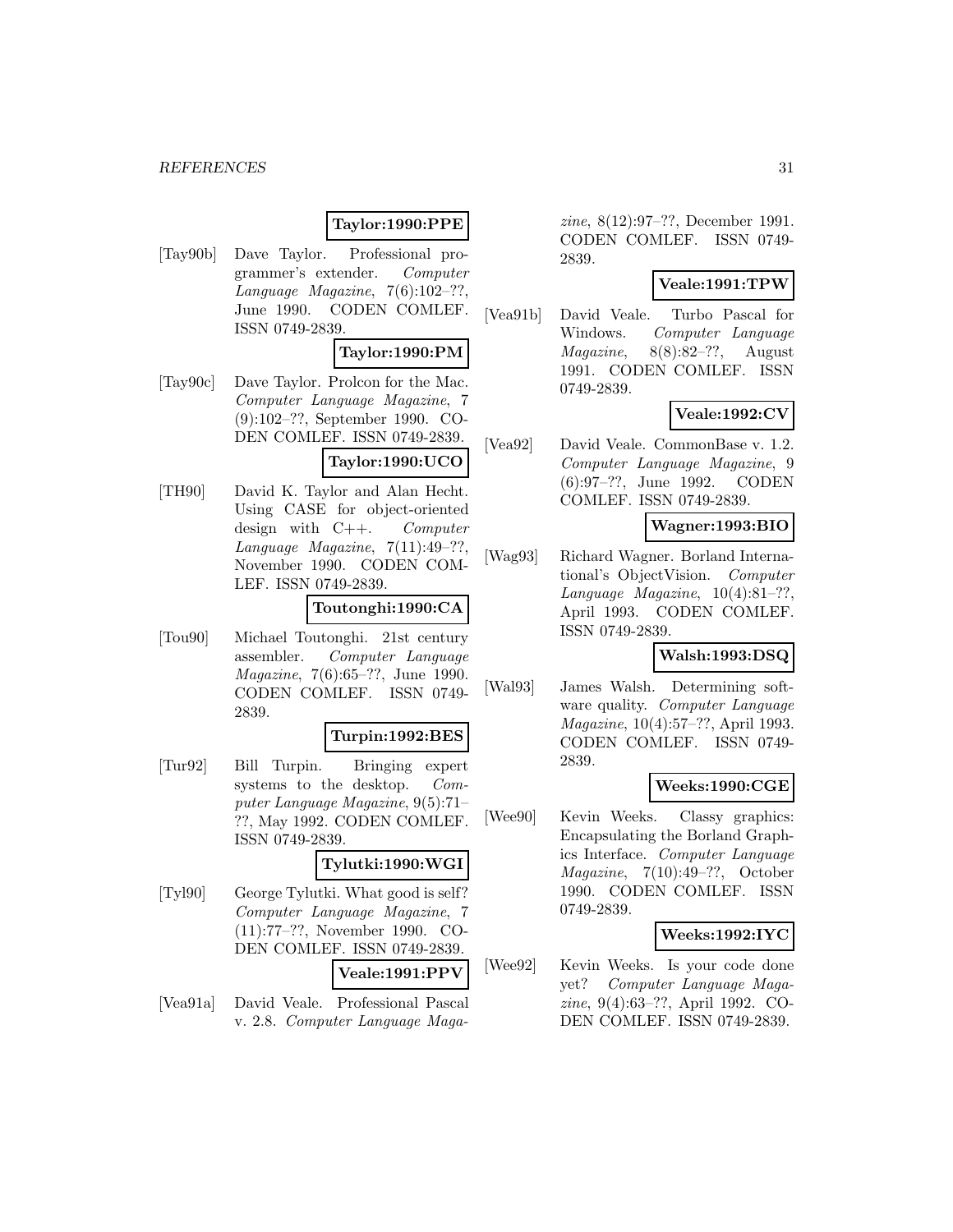**Taylor:1990:PPE**

[Tay90b] Dave Taylor. Professional programmer's extender. *Computer Language Magazine*, 7(6):102–??, June 1990. CODEN COMLEF. ISSN 0749-2839.

**Taylor:1990:PM**

[Tay90c] Dave Taylor. Prolcon for the Mac. *Computer Language Magazine*, 7 (9):102–??, September 1990. CODEN COMLEF. ISSN 0749-2839.

**Taylor:1990:UCO**

[TH90] David K. Taylor and Alan Hecht. Using CASE for object-oriented design with C++. *Computer Language Magazine*, 7(11):49–??, November 1990. CODEN COMLEF. ISSN 0749-2839.

**Toutonghi:1990:CA**

[Tou90] Michael Toutonghi. 21st century assembler. *Computer Language Magazine*, 7(6):65–??, June 1990. CODEN COMLEF. ISSN 0749-2839.

**Turpin:1992:BES**

[Tur92] Bill Turpin. Bringing expert systems to the desktop. *Computer Language Magazine*, 9(5):71–??, May 1992. CODEN COMLEF. ISSN 0749-2839.

**Tylutki:1990:WGI**

[Tyl90] George Tylutki. What good is self? *Computer Language Magazine*, 7 (11):77–??, November 1990. CODEN COMLEF. ISSN 0749-2839.

**Veale:1991:PPV**

[Vea91a] David Veale. Professional Pascal v. 2.8. *Computer Language Magazine*, 8(12):97–??, December 1991. CODEN COMLEF. ISSN 0749-2839.

**Veale:1991:TPW**

[Vea91b] David Veale. Turbo Pascal for Windows. *Computer Language Magazine*, 8(8):82–??, August 1991. CODEN COMLEF. ISSN 0749-2839.

**Veale:1992:CV**

[Vea92] David Veale. CommonBase v. 1.2. *Computer Language Magazine*, 9 (6):97–??, June 1992. CODEN COMLEF. ISSN 0749-2839.

**Wagner:1993:BIO**

[Wag93] Richard Wagner. Borland International's ObjectVision. *Computer Language Magazine*, 10(4):81–??, April 1993. CODEN COMLEF. ISSN 0749-2839.

**Walsh:1993:DSQ**

[Wal93] James Walsh. Determining software quality. *Computer Language Magazine*, 10(4):57–??, April 1993. CODEN COMLEF. ISSN 0749-2839.

**Weeks:1990:CGE**

[Wee90] Kevin Weeks. Classy graphics: Encapsulating the Borland Graphics Interface. *Computer Language Magazine*, 7(10):49–??, October 1990. CODEN COMLEF. ISSN 0749-2839.

**Weeks:1992:IYC**

[Wee92] Kevin Weeks. Is your code done yet? *Computer Language Magazine*, 9(4):63–??, April 1992. CODEN COMLEF. ISSN 0749-2839.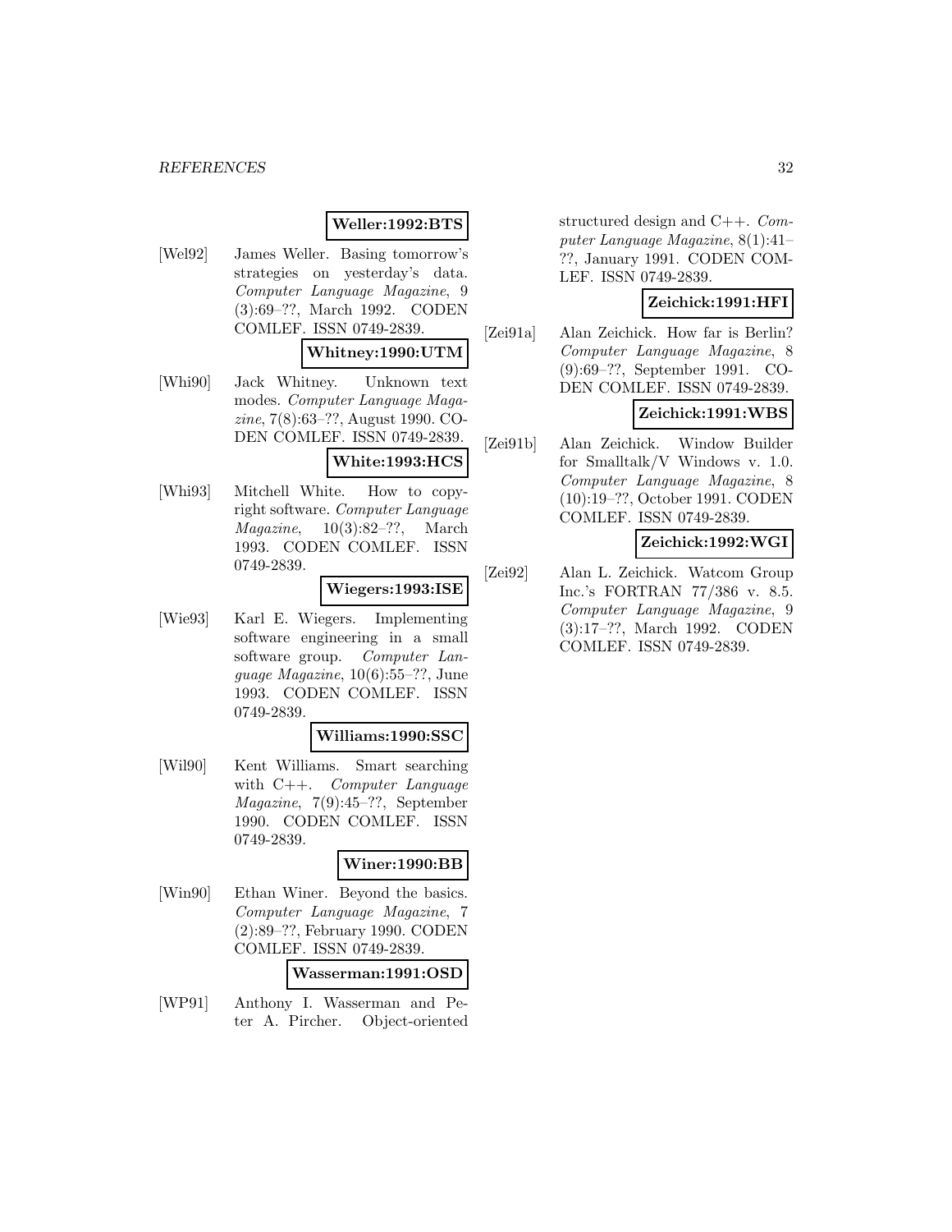**Weller:1992:BTS**

[Wel92] James Weller. Basing tomorrow's strategies on yesterday's data. *Computer Language Magazine*, 9 (3):69–??, March 1992. CODEN COMLEF. ISSN 0749-2839.

**Whitney:1990:UTM**

[Whi90] Jack Whitney. Unknown text modes. *Computer Language Magazine*, 7(8):63–??, August 1990. CODEN COMLEF. ISSN 0749-2839.

**White:1993:HCS**

[Whi93] Mitchell White. How to copyright software. *Computer Language Magazine*, 10(3):82–??, March 1993. CODEN COMLEF. ISSN 0749-2839.

**Wiegers:1993:ISE**

[Wie93] Karl E. Wiegers. Implementing software engineering in a small software group. *Computer Language Magazine*, 10(6):55–??, June 1993. CODEN COMLEF. ISSN 0749-2839.

**Williams:1990:SSC**

[Wil90] Kent Williams. Smart searching with C++. *Computer Language Magazine*, 7(9):45–??, September 1990. CODEN COMLEF. ISSN 0749-2839.

**Winer:1990:BB**

[Win90] Ethan Winer. Beyond the basics. *Computer Language Magazine*, 7 (2):89–??, February 1990. CODEN COMLEF. ISSN 0749-2839.

**Wasserman:1991:OSD**

[WP91] Anthony I. Wasserman and Peter A. Pircher. Object-oriented structured design and C++. *Computer Language Magazine*, 8(1):41–??, January 1991. CODEN COMLEF. ISSN 0749-2839.

**Zeichick:1991:HFI**

[Zei91a] Alan Zeichick. How far is Berlin? *Computer Language Magazine*, 8 (9):69–??, September 1991. CODEN COMLEF. ISSN 0749-2839.

**Zeichick:1991:WBS**

[Zei91b] Alan Zeichick. Window Builder for Smalltalk/V Windows v. 1.0. *Computer Language Magazine*, 8 (10):19–??, October 1991. CODEN COMLEF. ISSN 0749-2839.

**Zeichick:1992:WGI**

[Zei92] Alan L. Zeichick. Watcom Group Inc.'s FORTRAN 77/386 v. 8.5. *Computer Language Magazine*, 9 (3):17–??, March 1992. CODEN COMLEF. ISSN 0749-2839.